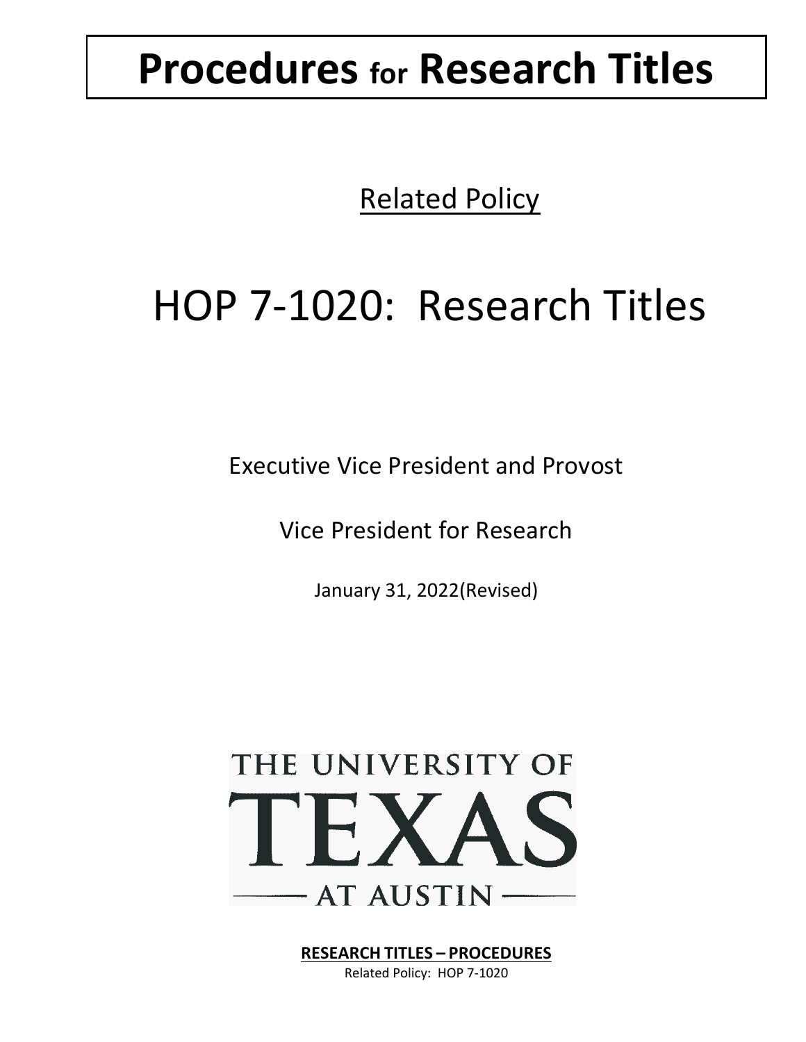# Procedures for Research Titles

Related Policy

## HOP 7-1020: Research Titles

Executive Vice President and Provost

Vice President for Research

January 31, 2022(Revised)

THE UNIVERSITY OF TEXAS AT AUSTIN

**RESEARCH TITLES – PROCEDURES**

Related Policy: HOP 7-1020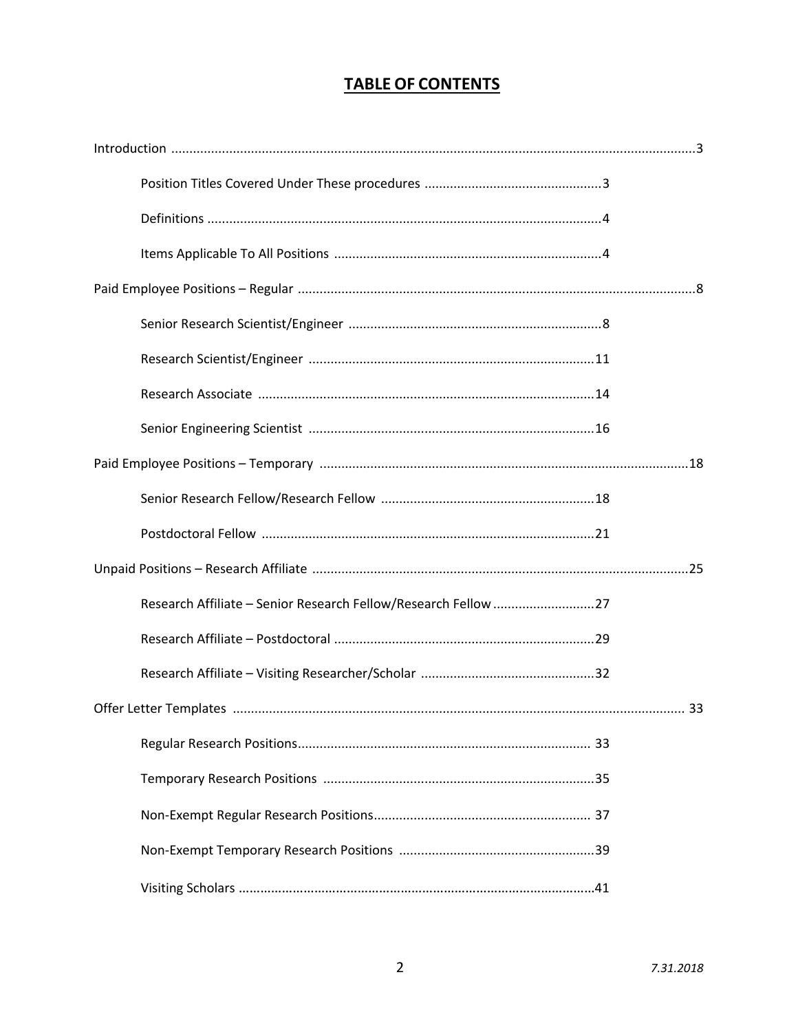# TABLE OF CONTENTS

Introduction ....................................................................................................................................3

- Position Titles Covered Under These procedures ................................................3
- Definitions ...........................................................................................................4
- Items Applicable To All Positions .........................................................................4

Paid Employee Positions – Regular ................................................................................................8

- Senior Research Scientist/Engineer .....................................................................8
- Research Scientist/Engineer ...............................................................................11
- Research Associate ............................................................................................14
- Senior Engineering Scientist ...............................................................................16

Paid Employee Positions – Temporary .........................................................................................18

- Senior Research Fellow/Research Fellow ...........................................................18
- Postdoctoral Fellow ............................................................................................21

Unpaid Positions – Research Affiliate ...........................................................................................25

- Research Affiliate – Senior Research Fellow/Research Fellow ............................27
- Research Affiliate – Postdoctoral ........................................................................29
- Research Affiliate – Visiting Researcher/Scholar ................................................32

Offer Letter Templates ................................................................................................................ 33

- Regular Research Positions................................................................................ 33
- Temporary Research Positions ..........................................................................35
- Non-Exempt Regular Research Positions............................................................ 37
- Non-Exempt Temporary Research Positions ......................................................39
- Visiting Scholars .................................................................................................41

*7.31.2018*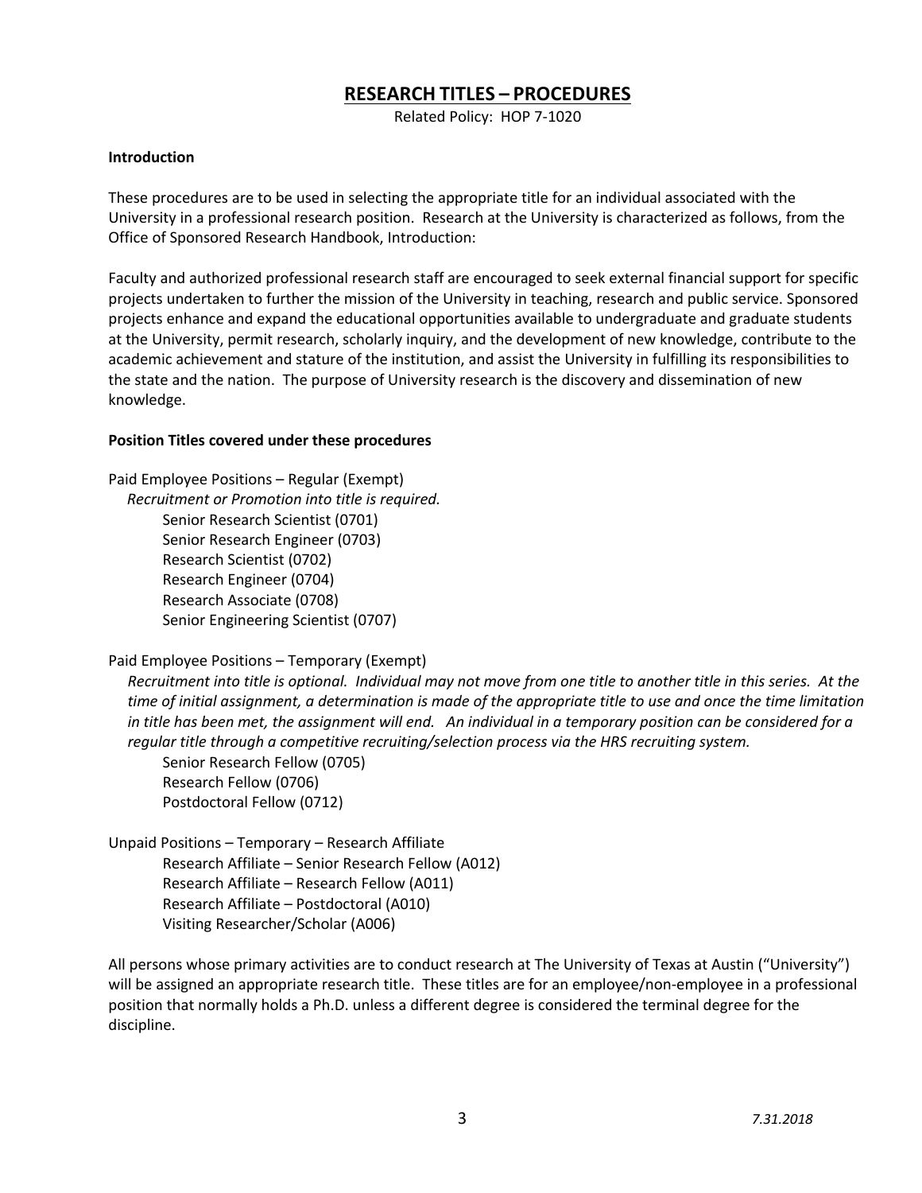# RESEARCH TITLES – PROCEDURES

Related Policy: HOP 7-1020

### Introduction

These procedures are to be used in selecting the appropriate title for an individual associated with the University in a professional research position. Research at the University is characterized as follows, from the Office of Sponsored Research Handbook, Introduction:

Faculty and authorized professional research staff are encouraged to seek external financial support for specific projects undertaken to further the mission of the University in teaching, research and public service. Sponsored projects enhance and expand the educational opportunities available to undergraduate and graduate students at the University, permit research, scholarly inquiry, and the development of new knowledge, contribute to the academic achievement and stature of the institution, and assist the University in fulfilling its responsibilities to the state and the nation. The purpose of University research is the discovery and dissemination of new knowledge.

### Position Titles covered under these procedures

Paid Employee Positions – Regular (Exempt)

*Recruitment or Promotion into title is required.*

- Senior Research Scientist (0701)
- Senior Research Engineer (0703)
- Research Scientist (0702)
- Research Engineer (0704)
- Research Associate (0708)
- Senior Engineering Scientist (0707)

Paid Employee Positions – Temporary (Exempt)

*Recruitment into title is optional. Individual may not move from one title to another title in this series. At the time of initial assignment, a determination is made of the appropriate title to use and once the time limitation in title has been met, the assignment will end. An individual in a temporary position can be considered for a regular title through a competitive recruiting/selection process via the HRS recruiting system.*

- Senior Research Fellow (0705)
- Research Fellow (0706)
- Postdoctoral Fellow (0712)

Unpaid Positions – Temporary – Research Affiliate

- Research Affiliate – Senior Research Fellow (A012)
- Research Affiliate – Research Fellow (A011)
- Research Affiliate – Postdoctoral (A010)
- Visiting Researcher/Scholar (A006)

All persons whose primary activities are to conduct research at The University of Texas at Austin ("University") will be assigned an appropriate research title. These titles are for an employee/non-employee in a professional position that normally holds a Ph.D. unless a different degree is considered the terminal degree for the discipline.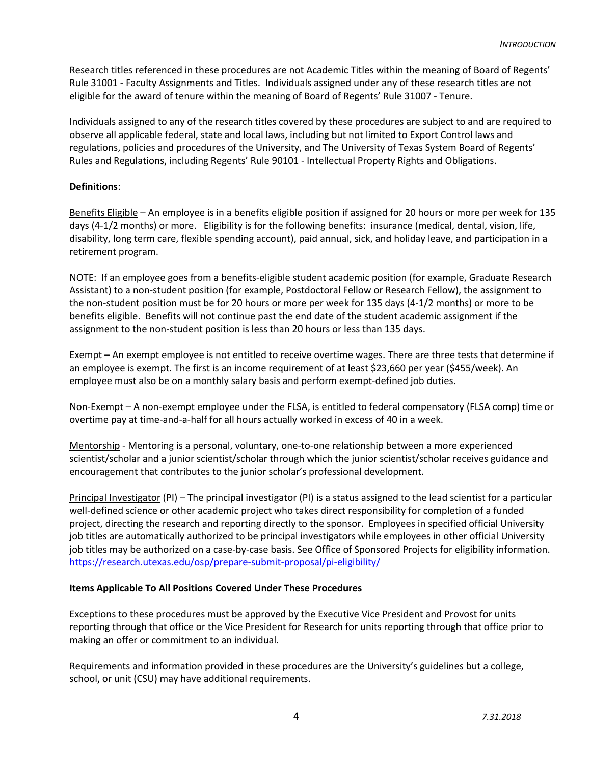Research titles referenced in these procedures are not Academic Titles within the meaning of Board of Regents' Rule 31001 - Faculty Assignments and Titles. Individuals assigned under any of these research titles are not eligible for the award of tenure within the meaning of Board of Regents' Rule 31007 - Tenure.

Individuals assigned to any of the research titles covered by these procedures are subject to and are required to observe all applicable federal, state and local laws, including but not limited to Export Control laws and regulations, policies and procedures of the University, and The University of Texas System Board of Regents' Rules and Regulations, including Regents' Rule 90101 - Intellectual Property Rights and Obligations.

**Definitions**:

Benefits Eligible – An employee is in a benefits eligible position if assigned for 20 hours or more per week for 135 days (4-1/2 months) or more. Eligibility is for the following benefits: insurance (medical, dental, vision, life, disability, long term care, flexible spending account), paid annual, sick, and holiday leave, and participation in a retirement program.

NOTE: If an employee goes from a benefits-eligible student academic position (for example, Graduate Research Assistant) to a non-student position (for example, Postdoctoral Fellow or Research Fellow), the assignment to the non-student position must be for 20 hours or more per week for 135 days (4-1/2 months) or more to be benefits eligible. Benefits will not continue past the end date of the student academic assignment if the assignment to the non-student position is less than 20 hours or less than 135 days.

Exempt – An exempt employee is not entitled to receive overtime wages. There are three tests that determine if an employee is exempt. The first is an income requirement of at least $23,660 per year ($455/week). An employee must also be on a monthly salary basis and perform exempt-defined job duties.

Non-Exempt – A non-exempt employee under the FLSA, is entitled to federal compensatory (FLSA comp) time or overtime pay at time-and-a-half for all hours actually worked in excess of 40 in a week.

Mentorship - Mentoring is a personal, voluntary, one-to-one relationship between a more experienced scientist/scholar and a junior scientist/scholar through which the junior scientist/scholar receives guidance and encouragement that contributes to the junior scholar's professional development.

Principal Investigator (PI) – The principal investigator (PI) is a status assigned to the lead scientist for a particular well-defined science or other academic project who takes direct responsibility for completion of a funded project, directing the research and reporting directly to the sponsor. Employees in specified official University job titles are automatically authorized to be principal investigators while employees in other official University job titles may be authorized on a case-by-case basis. See Office of Sponsored Projects for eligibility information. https://research.utexas.edu/osp/prepare-submit-proposal/pi-eligibility/

**Items Applicable To All Positions Covered Under These Procedures**

Exceptions to these procedures must be approved by the Executive Vice President and Provost for units reporting through that office or the Vice President for Research for units reporting through that office prior to making an offer or commitment to an individual.

Requirements and information provided in these procedures are the University's guidelines but a college, school, or unit (CSU) may have additional requirements.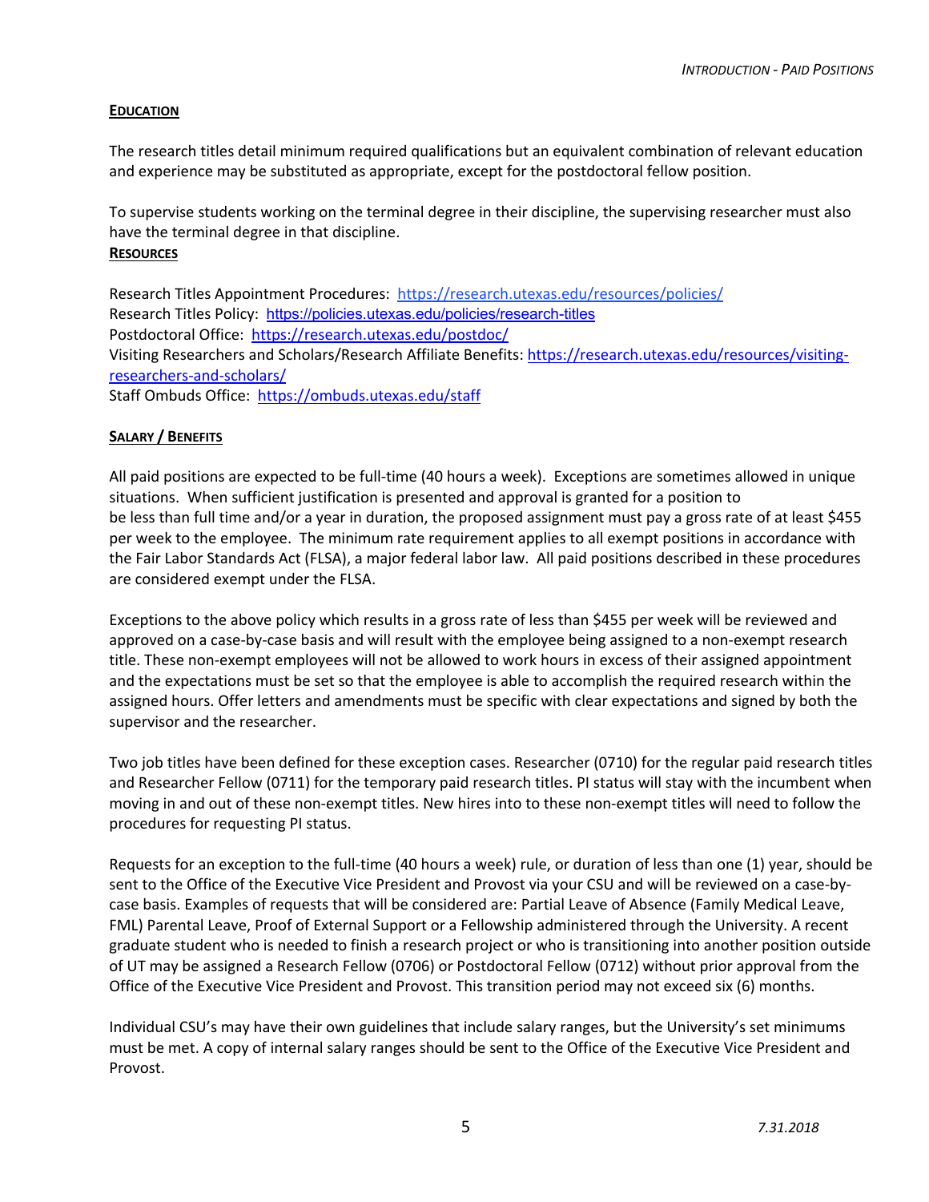## EDUCATION

The research titles detail minimum required qualifications but an equivalent combination of relevant education and experience may be substituted as appropriate, except for the postdoctoral fellow position.

To supervise students working on the terminal degree in their discipline, the supervising researcher must also have the terminal degree in that discipline.

## RESOURCES

Research Titles Appointment Procedures: https://research.utexas.edu/resources/policies/
Research Titles Policy: https://policies.utexas.edu/policies/research-titles
Postdoctoral Office: https://research.utexas.edu/postdoc/
Visiting Researchers and Scholars/Research Affiliate Benefits: https://research.utexas.edu/resources/visiting-researchers-and-scholars/
Staff Ombuds Office: https://ombuds.utexas.edu/staff

## SALARY / BENEFITS

All paid positions are expected to be full-time (40 hours a week). Exceptions are sometimes allowed in unique situations. When sufficient justification is presented and approval is granted for a position to be less than full time and/or a year in duration, the proposed assignment must pay a gross rate of at least $455 per week to the employee. The minimum rate requirement applies to all exempt positions in accordance with the Fair Labor Standards Act (FLSA), a major federal labor law. All paid positions described in these procedures are considered exempt under the FLSA.

Exceptions to the above policy which results in a gross rate of less than $455 per week will be reviewed and approved on a case-by-case basis and will result with the employee being assigned to a non-exempt research title. These non-exempt employees will not be allowed to work hours in excess of their assigned appointment and the expectations must be set so that the employee is able to accomplish the required research within the assigned hours. Offer letters and amendments must be specific with clear expectations and signed by both the supervisor and the researcher.

Two job titles have been defined for these exception cases. Researcher (0710) for the regular paid research titles and Researcher Fellow (0711) for the temporary paid research titles. PI status will stay with the incumbent when moving in and out of these non-exempt titles. New hires into to these non-exempt titles will need to follow the procedures for requesting PI status.

Requests for an exception to the full-time (40 hours a week) rule, or duration of less than one (1) year, should be sent to the Office of the Executive Vice President and Provost via your CSU and will be reviewed on a case-by-case basis. Examples of requests that will be considered are: Partial Leave of Absence (Family Medical Leave, FML) Parental Leave, Proof of External Support or a Fellowship administered through the University. A recent graduate student who is needed to finish a research project or who is transitioning into another position outside of UT may be assigned a Research Fellow (0706) or Postdoctoral Fellow (0712) without prior approval from the Office of the Executive Vice President and Provost. This transition period may not exceed six (6) months.

Individual CSU's may have their own guidelines that include salary ranges, but the University's set minimums must be met. A copy of internal salary ranges should be sent to the Office of the Executive Vice President and Provost.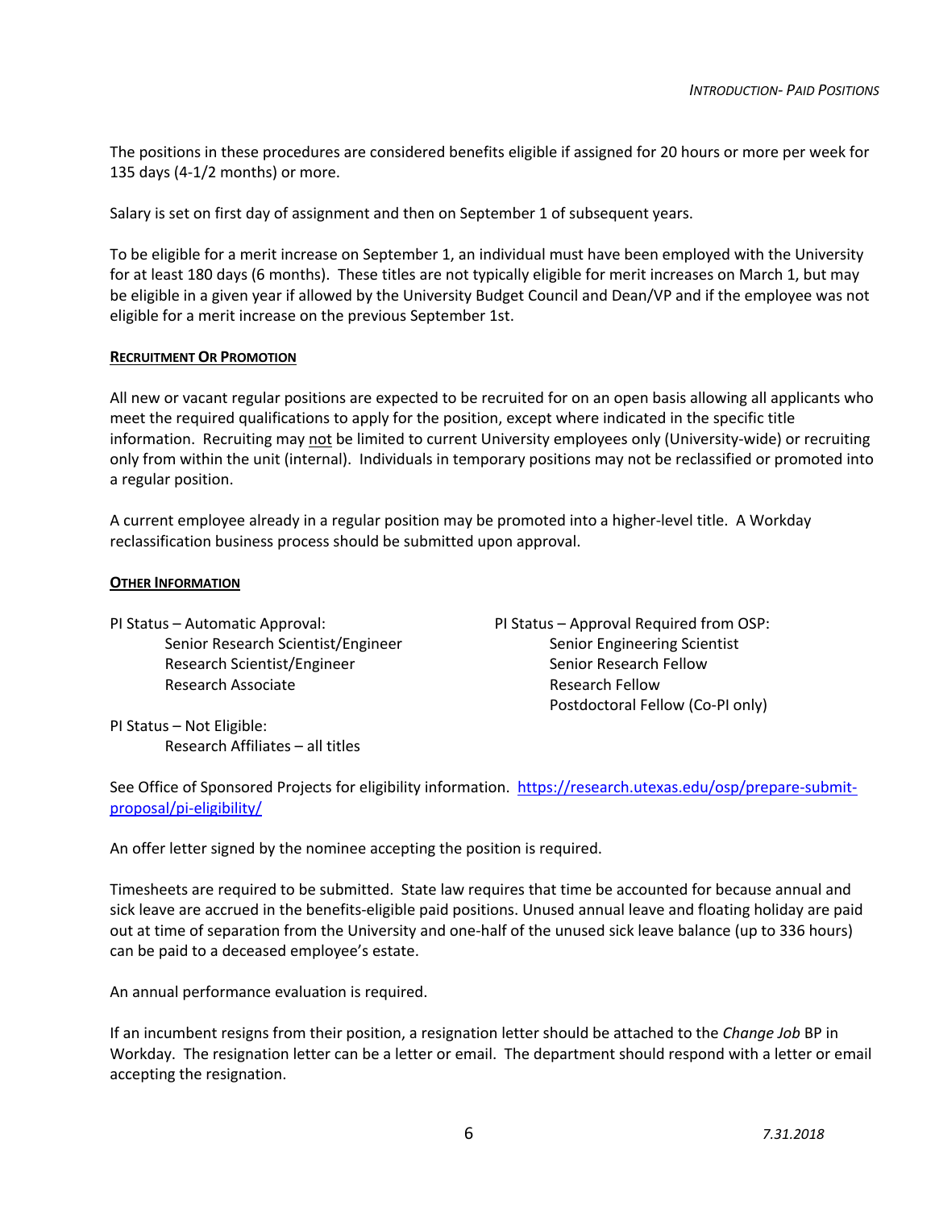The positions in these procedures are considered benefits eligible if assigned for 20 hours or more per week for 135 days (4-1/2 months) or more.

Salary is set on first day of assignment and then on September 1 of subsequent years.

To be eligible for a merit increase on September 1, an individual must have been employed with the University for at least 180 days (6 months). These titles are not typically eligible for merit increases on March 1, but may be eligible in a given year if allowed by the University Budget Council and Dean/VP and if the employee was not eligible for a merit increase on the previous September 1st.

## RECRUITMENT OR PROMOTION

All new or vacant regular positions are expected to be recruited for on an open basis allowing all applicants who meet the required qualifications to apply for the position, except where indicated in the specific title information. Recruiting may not be limited to current University employees only (University-wide) or recruiting only from within the unit (internal). Individuals in temporary positions may not be reclassified or promoted into a regular position.

A current employee already in a regular position may be promoted into a higher-level title. A Workday reclassification business process should be submitted upon approval.

## OTHER INFORMATION

PI Status – Automatic Approval:
- Senior Research Scientist/Engineer
- Research Scientist/Engineer
- Research Associate

PI Status – Approval Required from OSP:
- Senior Engineering Scientist
- Senior Research Fellow
- Research Fellow
- Postdoctoral Fellow (Co-PI only)

PI Status – Not Eligible:
- Research Affiliates – all titles

See Office of Sponsored Projects for eligibility information. https://research.utexas.edu/osp/prepare-submit-proposal/pi-eligibility/

An offer letter signed by the nominee accepting the position is required.

Timesheets are required to be submitted. State law requires that time be accounted for because annual and sick leave are accrued in the benefits-eligible paid positions. Unused annual leave and floating holiday are paid out at time of separation from the University and one-half of the unused sick leave balance (up to 336 hours) can be paid to a deceased employee's estate.

An annual performance evaluation is required.

If an incumbent resigns from their position, a resignation letter should be attached to the *Change Job* BP in Workday. The resignation letter can be a letter or email. The department should respond with a letter or email accepting the resignation.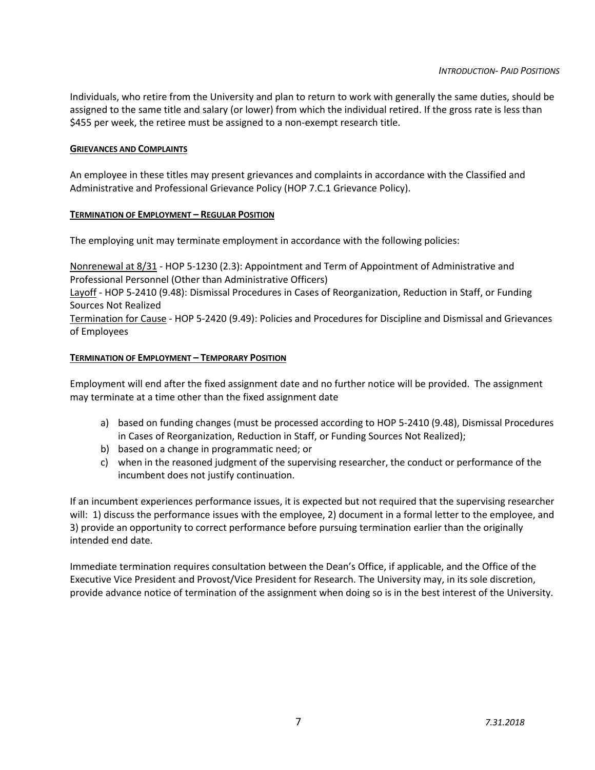Individuals, who retire from the University and plan to return to work with generally the same duties, should be assigned to the same title and salary (or lower) from which the individual retired. If the gross rate is less than $455 per week, the retiree must be assigned to a non-exempt research title.

## GRIEVANCES AND COMPLAINTS

An employee in these titles may present grievances and complaints in accordance with the Classified and Administrative and Professional Grievance Policy (HOP 7.C.1 Grievance Policy).

## TERMINATION OF EMPLOYMENT – REGULAR POSITION

The employing unit may terminate employment in accordance with the following policies:

Nonrenewal at 8/31 - HOP 5-1230 (2.3): Appointment and Term of Appointment of Administrative and Professional Personnel (Other than Administrative Officers)
Layoff - HOP 5-2410 (9.48): Dismissal Procedures in Cases of Reorganization, Reduction in Staff, or Funding Sources Not Realized
Termination for Cause - HOP 5-2420 (9.49): Policies and Procedures for Discipline and Dismissal and Grievances of Employees

## TERMINATION OF EMPLOYMENT – TEMPORARY POSITION

Employment will end after the fixed assignment date and no further notice will be provided. The assignment may terminate at a time other than the fixed assignment date

a) based on funding changes (must be processed according to HOP 5-2410 (9.48), Dismissal Procedures in Cases of Reorganization, Reduction in Staff, or Funding Sources Not Realized);
b) based on a change in programmatic need; or
c) when in the reasoned judgment of the supervising researcher, the conduct or performance of the incumbent does not justify continuation.

If an incumbent experiences performance issues, it is expected but not required that the supervising researcher will: 1) discuss the performance issues with the employee, 2) document in a formal letter to the employee, and 3) provide an opportunity to correct performance before pursuing termination earlier than the originally intended end date.

Immediate termination requires consultation between the Dean's Office, if applicable, and the Office of the Executive Vice President and Provost/Vice President for Research. The University may, in its sole discretion, provide advance notice of termination of the assignment when doing so is in the best interest of the University.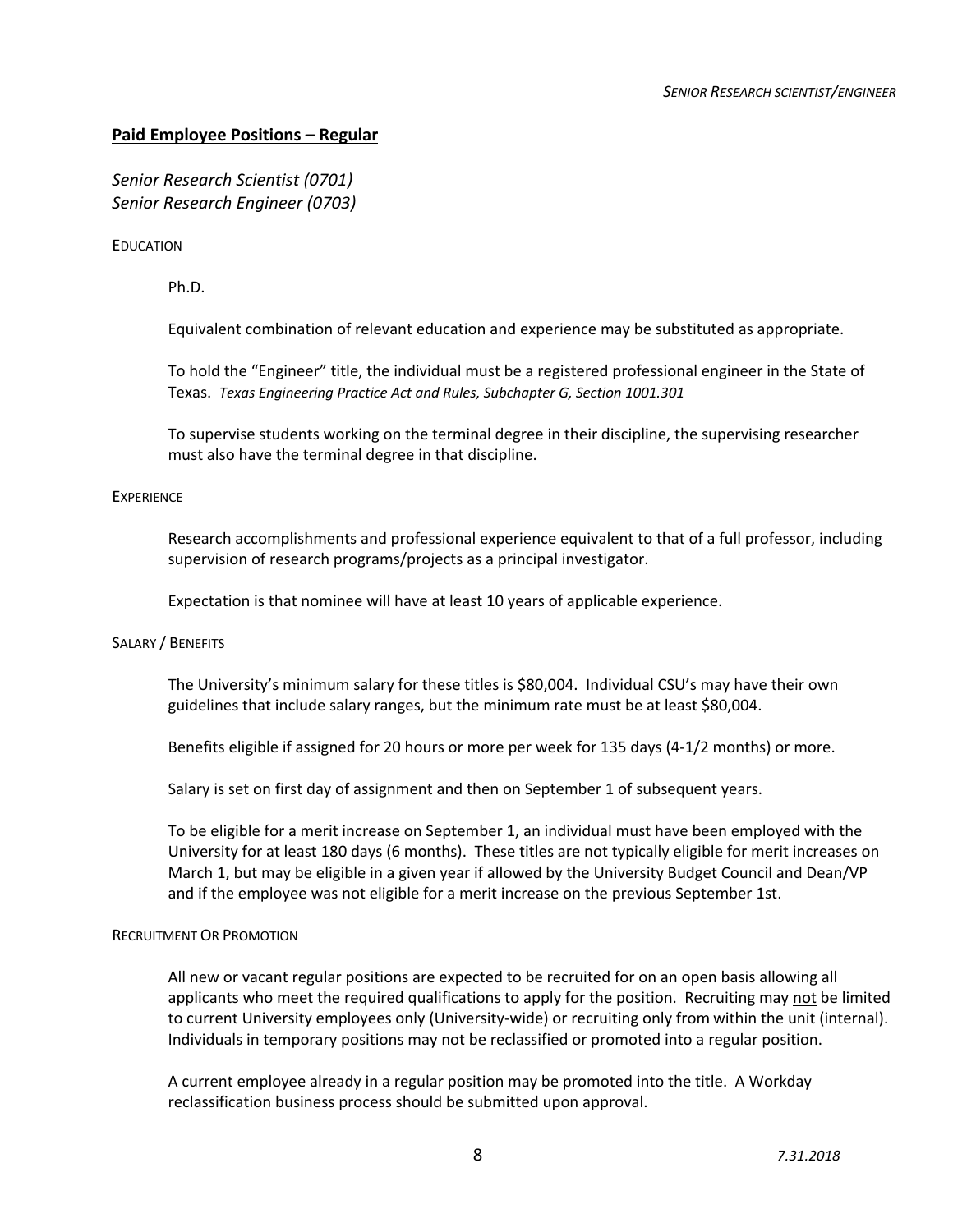## **Paid Employee Positions – Regular**

*Senior Research Scientist (0701)*
*Senior Research Engineer (0703)*

EDUCATION

Ph.D.

Equivalent combination of relevant education and experience may be substituted as appropriate.

To hold the "Engineer" title, the individual must be a registered professional engineer in the State of Texas. *Texas Engineering Practice Act and Rules, Subchapter G, Section 1001.301*

To supervise students working on the terminal degree in their discipline, the supervising researcher must also have the terminal degree in that discipline.

EXPERIENCE

Research accomplishments and professional experience equivalent to that of a full professor, including supervision of research programs/projects as a principal investigator.

Expectation is that nominee will have at least 10 years of applicable experience.

SALARY / BENEFITS

The University's minimum salary for these titles is $80,004. Individual CSU's may have their own guidelines that include salary ranges, but the minimum rate must be at least $80,004.

Benefits eligible if assigned for 20 hours or more per week for 135 days (4-1/2 months) or more.

Salary is set on first day of assignment and then on September 1 of subsequent years.

To be eligible for a merit increase on September 1, an individual must have been employed with the University for at least 180 days (6 months). These titles are not typically eligible for merit increases on March 1, but may be eligible in a given year if allowed by the University Budget Council and Dean/VP and if the employee was not eligible for a merit increase on the previous September 1st.

RECRUITMENT OR PROMOTION

All new or vacant regular positions are expected to be recruited for on an open basis allowing all applicants who meet the required qualifications to apply for the position. Recruiting may <u>not</u> be limited to current University employees only (University-wide) or recruiting only from within the unit (internal). Individuals in temporary positions may not be reclassified or promoted into a regular position.

A current employee already in a regular position may be promoted into the title. A Workday reclassification business process should be submitted upon approval.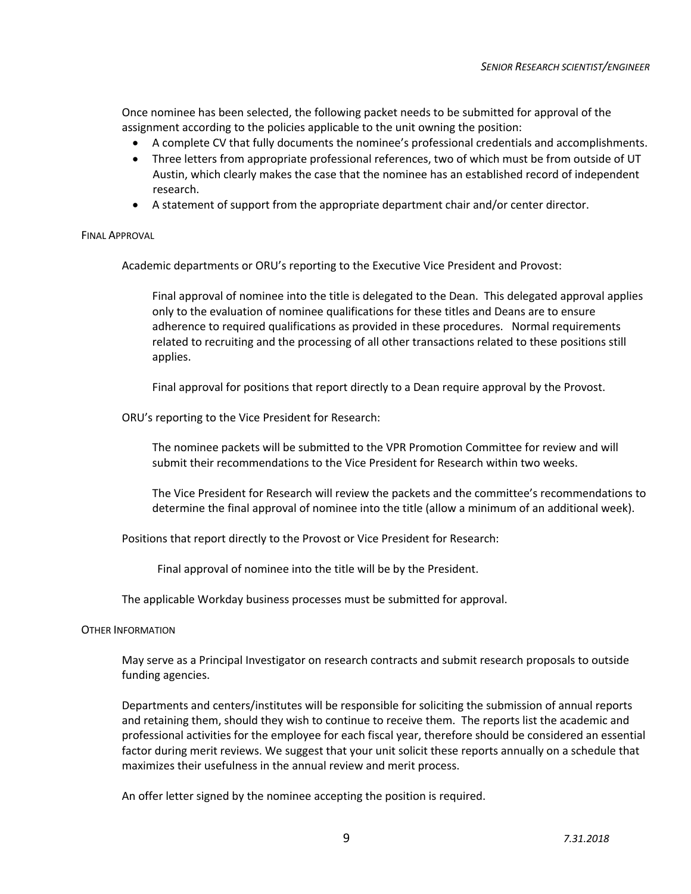Once nominee has been selected, the following packet needs to be submitted for approval of the assignment according to the policies applicable to the unit owning the position:

- A complete CV that fully documents the nominee's professional credentials and accomplishments.
- Three letters from appropriate professional references, two of which must be from outside of UT Austin, which clearly makes the case that the nominee has an established record of independent research.
- A statement of support from the appropriate department chair and/or center director.

### FINAL APPROVAL

Academic departments or ORU's reporting to the Executive Vice President and Provost:

Final approval of nominee into the title is delegated to the Dean. This delegated approval applies only to the evaluation of nominee qualifications for these titles and Deans are to ensure adherence to required qualifications as provided in these procedures. Normal requirements related to recruiting and the processing of all other transactions related to these positions still applies.

Final approval for positions that report directly to a Dean require approval by the Provost.

ORU's reporting to the Vice President for Research:

The nominee packets will be submitted to the VPR Promotion Committee for review and will submit their recommendations to the Vice President for Research within two weeks.

The Vice President for Research will review the packets and the committee's recommendations to determine the final approval of nominee into the title (allow a minimum of an additional week).

Positions that report directly to the Provost or Vice President for Research:

Final approval of nominee into the title will be by the President.

The applicable Workday business processes must be submitted for approval.

### OTHER INFORMATION

May serve as a Principal Investigator on research contracts and submit research proposals to outside funding agencies.

Departments and centers/institutes will be responsible for soliciting the submission of annual reports and retaining them, should they wish to continue to receive them. The reports list the academic and professional activities for the employee for each fiscal year, therefore should be considered an essential factor during merit reviews. We suggest that your unit solicit these reports annually on a schedule that maximizes their usefulness in the annual review and merit process.

An offer letter signed by the nominee accepting the position is required.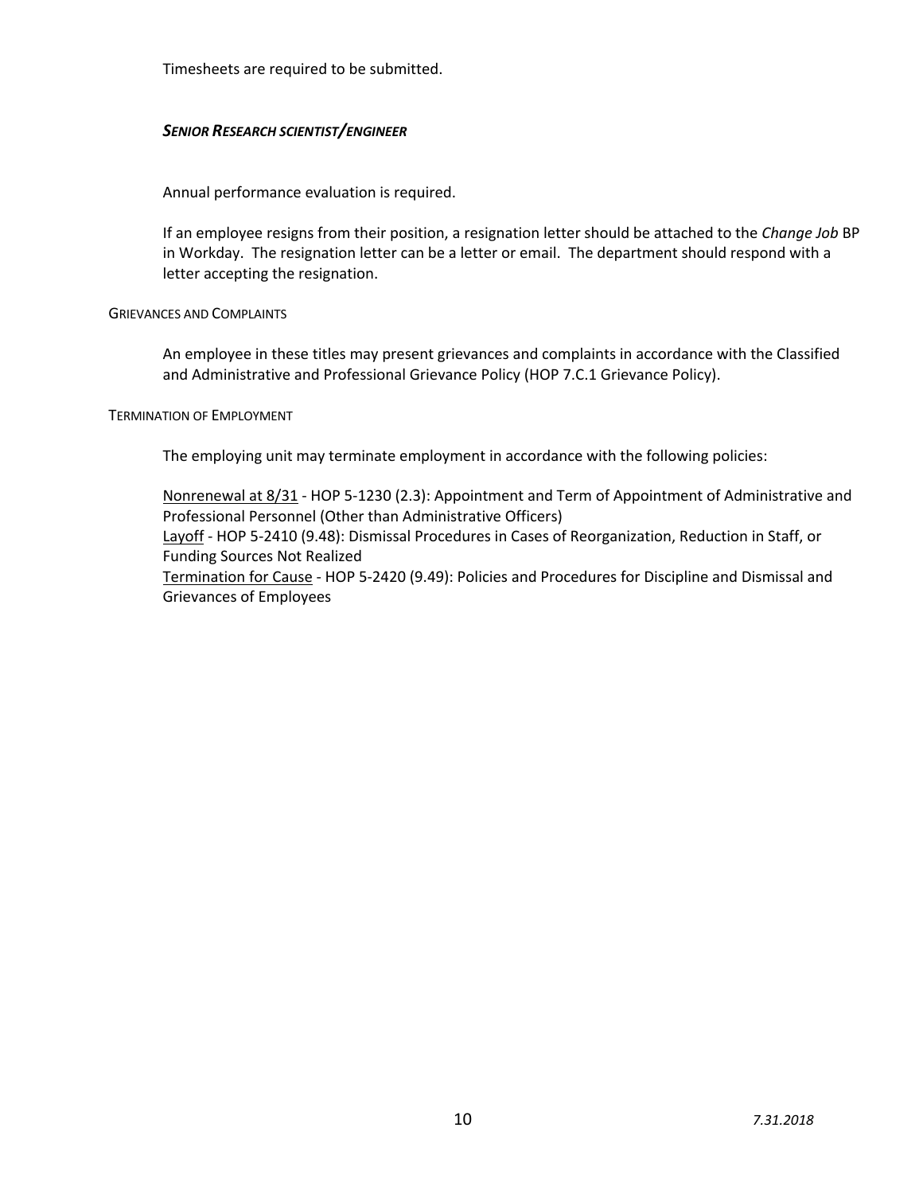Timesheets are required to be submitted.

### ***Senior Research scientist/engineer***

Annual performance evaluation is required.

If an employee resigns from their position, a resignation letter should be attached to the *Change Job* BP in Workday. The resignation letter can be a letter or email. The department should respond with a letter accepting the resignation.

#### Grievances and Complaints

An employee in these titles may present grievances and complaints in accordance with the Classified and Administrative and Professional Grievance Policy (HOP 7.C.1 Grievance Policy).

#### Termination of Employment

The employing unit may terminate employment in accordance with the following policies:

Nonrenewal at 8/31 - HOP 5-1230 (2.3): Appointment and Term of Appointment of Administrative and Professional Personnel (Other than Administrative Officers)
Layoff - HOP 5-2410 (9.48): Dismissal Procedures in Cases of Reorganization, Reduction in Staff, or Funding Sources Not Realized
Termination for Cause - HOP 5-2420 (9.49): Policies and Procedures for Discipline and Dismissal and Grievances of Employees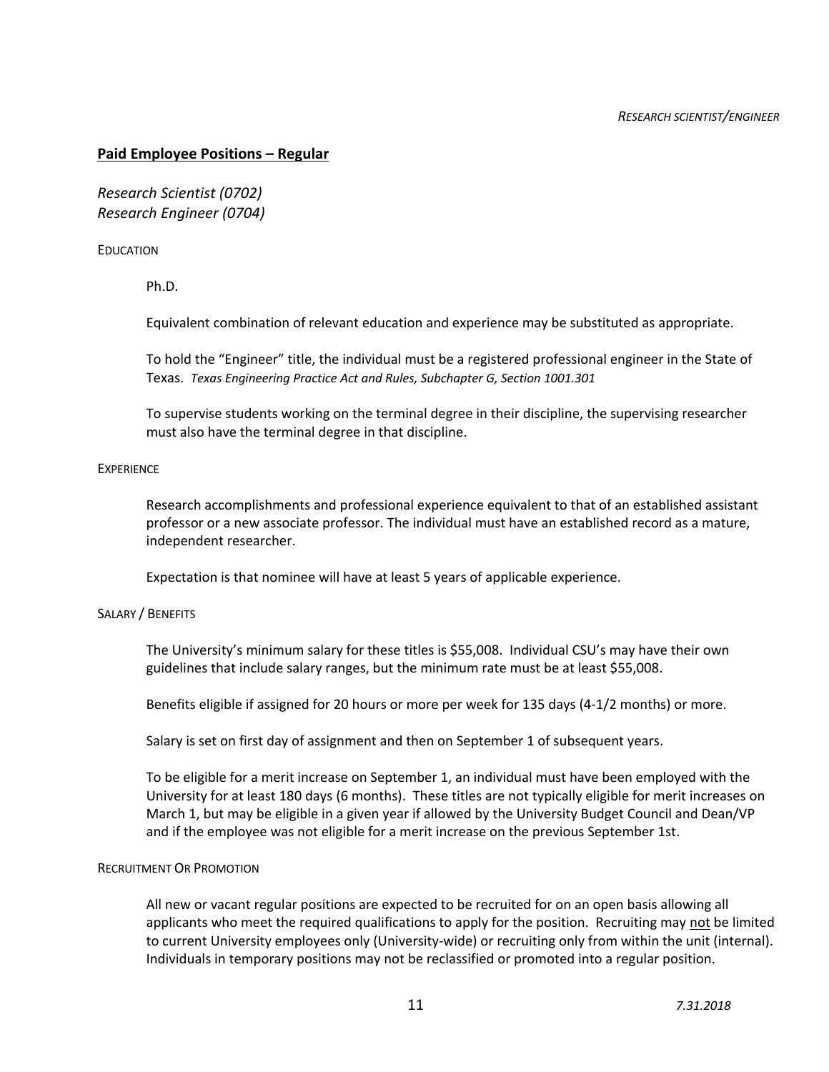## Paid Employee Positions – Regular

*Research Scientist (0702)*
*Research Engineer (0704)*

EDUCATION

Ph.D.

Equivalent combination of relevant education and experience may be substituted as appropriate.

To hold the "Engineer" title, the individual must be a registered professional engineer in the State of Texas. *Texas Engineering Practice Act and Rules, Subchapter G, Section 1001.301*

To supervise students working on the terminal degree in their discipline, the supervising researcher must also have the terminal degree in that discipline.

EXPERIENCE

Research accomplishments and professional experience equivalent to that of an established assistant professor or a new associate professor. The individual must have an established record as a mature, independent researcher.

Expectation is that nominee will have at least 5 years of applicable experience.

SALARY / BENEFITS

The University's minimum salary for these titles is $55,008. Individual CSU's may have their own guidelines that include salary ranges, but the minimum rate must be at least $55,008.

Benefits eligible if assigned for 20 hours or more per week for 135 days (4-1/2 months) or more.

Salary is set on first day of assignment and then on September 1 of subsequent years.

To be eligible for a merit increase on September 1, an individual must have been employed with the University for at least 180 days (6 months). These titles are not typically eligible for merit increases on March 1, but may be eligible in a given year if allowed by the University Budget Council and Dean/VP and if the employee was not eligible for a merit increase on the previous September 1st.

RECRUITMENT OR PROMOTION

All new or vacant regular positions are expected to be recruited for on an open basis allowing all applicants who meet the required qualifications to apply for the position. Recruiting may <u>not</u> be limited to current University employees only (University-wide) or recruiting only from within the unit (internal). Individuals in temporary positions may not be reclassified or promoted into a regular position.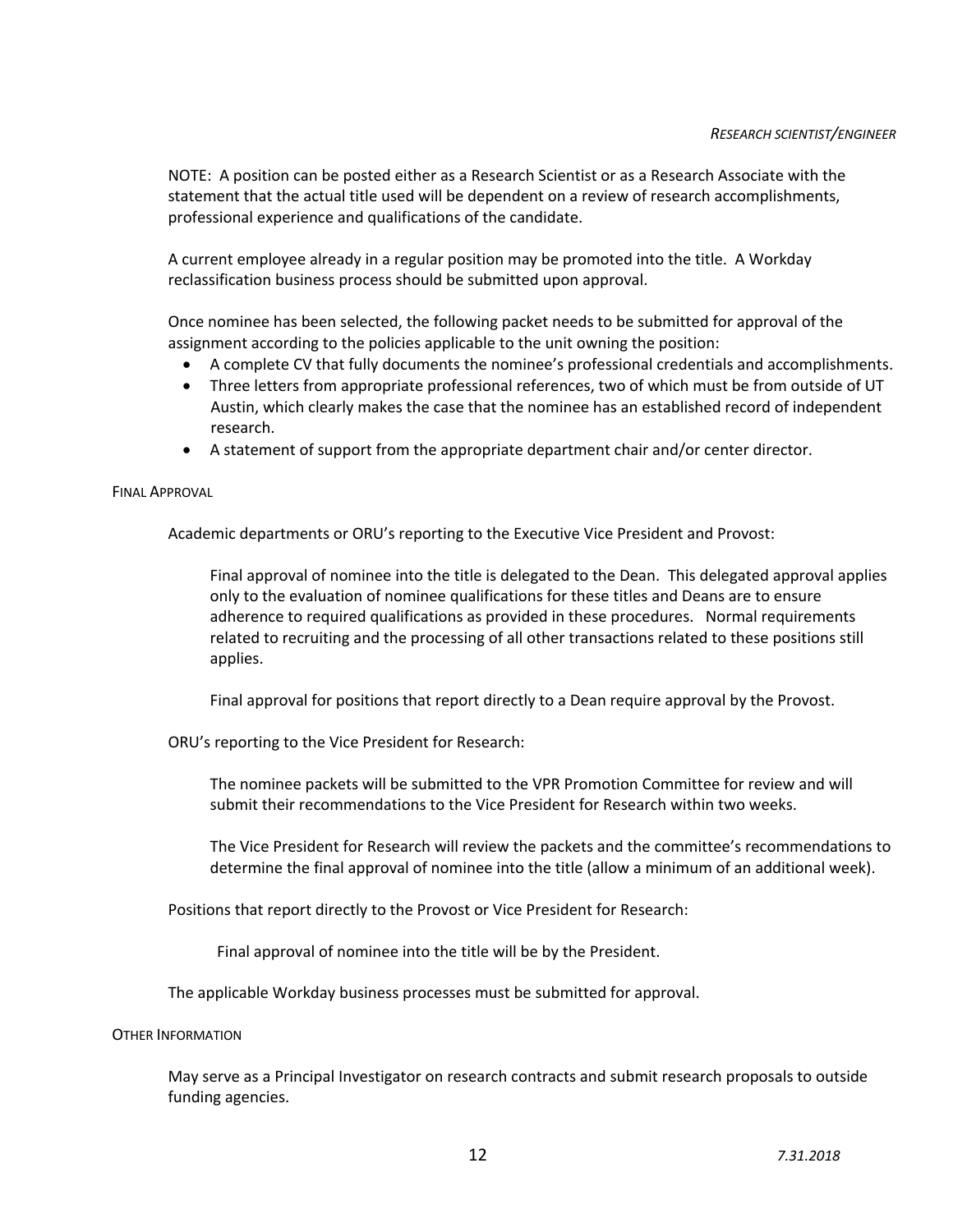NOTE: A position can be posted either as a Research Scientist or as a Research Associate with the statement that the actual title used will be dependent on a review of research accomplishments, professional experience and qualifications of the candidate.

A current employee already in a regular position may be promoted into the title. A Workday reclassification business process should be submitted upon approval.

Once nominee has been selected, the following packet needs to be submitted for approval of the assignment according to the policies applicable to the unit owning the position:

- A complete CV that fully documents the nominee's professional credentials and accomplishments.
- Three letters from appropriate professional references, two of which must be from outside of UT Austin, which clearly makes the case that the nominee has an established record of independent research.
- A statement of support from the appropriate department chair and/or center director.

#### Final Approval

Academic departments or ORU's reporting to the Executive Vice President and Provost:

> Final approval of nominee into the title is delegated to the Dean. This delegated approval applies only to the evaluation of nominee qualifications for these titles and Deans are to ensure adherence to required qualifications as provided in these procedures. Normal requirements related to recruiting and the processing of all other transactions related to these positions still applies.
>
> Final approval for positions that report directly to a Dean require approval by the Provost.

ORU's reporting to the Vice President for Research:

> The nominee packets will be submitted to the VPR Promotion Committee for review and will submit their recommendations to the Vice President for Research within two weeks.
>
> The Vice President for Research will review the packets and the committee's recommendations to determine the final approval of nominee into the title (allow a minimum of an additional week).

Positions that report directly to the Provost or Vice President for Research:

> Final approval of nominee into the title will be by the President.

The applicable Workday business processes must be submitted for approval.

#### Other Information

May serve as a Principal Investigator on research contracts and submit research proposals to outside funding agencies.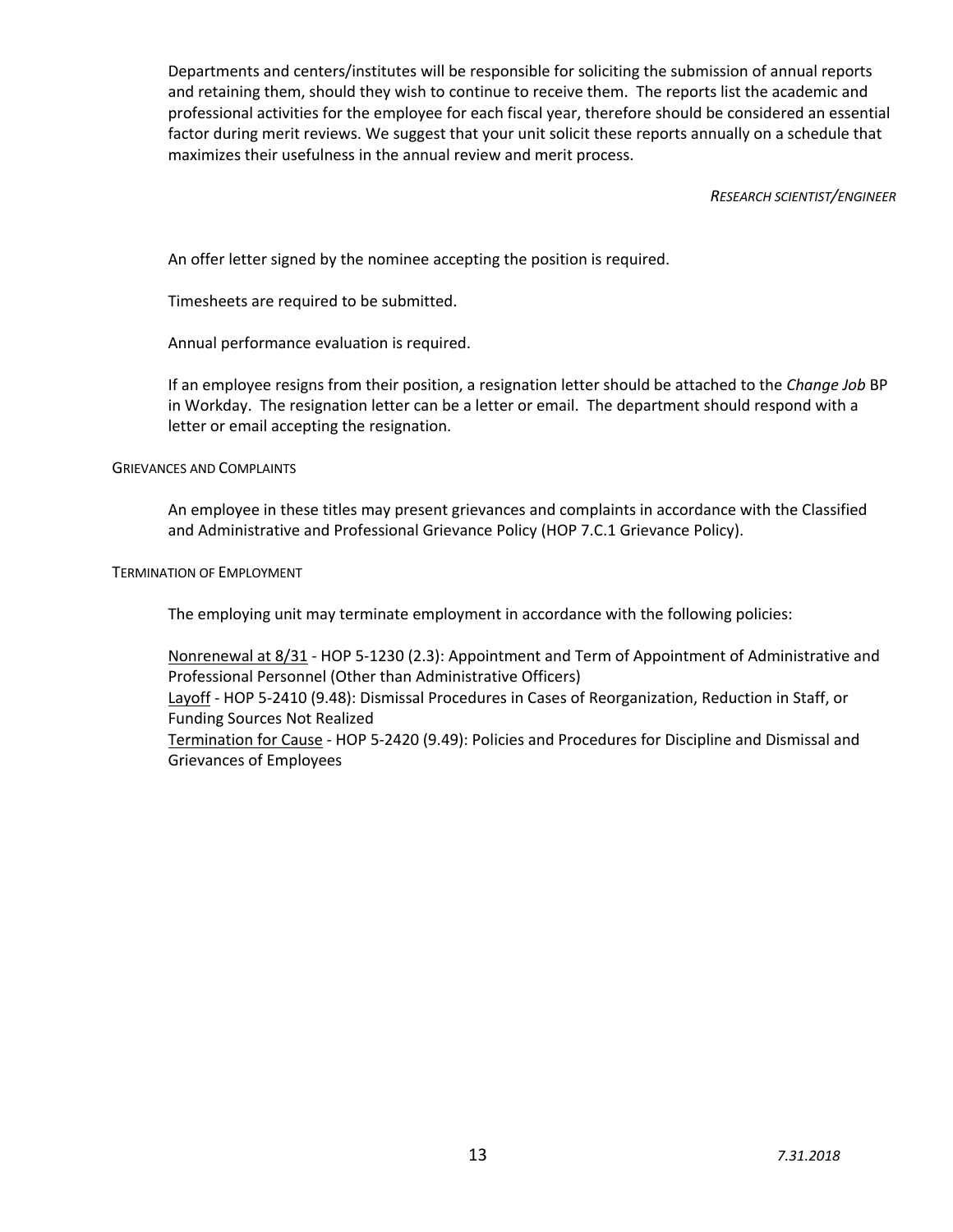Departments and centers/institutes will be responsible for soliciting the submission of annual reports and retaining them, should they wish to continue to receive them. The reports list the academic and professional activities for the employee for each fiscal year, therefore should be considered an essential factor during merit reviews. We suggest that your unit solicit these reports annually on a schedule that maximizes their usefulness in the annual review and merit process.

*RESEARCH SCIENTIST/ENGINEER*

An offer letter signed by the nominee accepting the position is required.

Timesheets are required to be submitted.

Annual performance evaluation is required.

If an employee resigns from their position, a resignation letter should be attached to the *Change Job* BP in Workday. The resignation letter can be a letter or email. The department should respond with a letter or email accepting the resignation.

### GRIEVANCES AND COMPLAINTS

An employee in these titles may present grievances and complaints in accordance with the Classified and Administrative and Professional Grievance Policy (HOP 7.C.1 Grievance Policy).

### TERMINATION OF EMPLOYMENT

The employing unit may terminate employment in accordance with the following policies:

Nonrenewal at 8/31 - HOP 5-1230 (2.3): Appointment and Term of Appointment of Administrative and Professional Personnel (Other than Administrative Officers)
Layoff - HOP 5-2410 (9.48): Dismissal Procedures in Cases of Reorganization, Reduction in Staff, or Funding Sources Not Realized
Termination for Cause - HOP 5-2420 (9.49): Policies and Procedures for Discipline and Dismissal and Grievances of Employees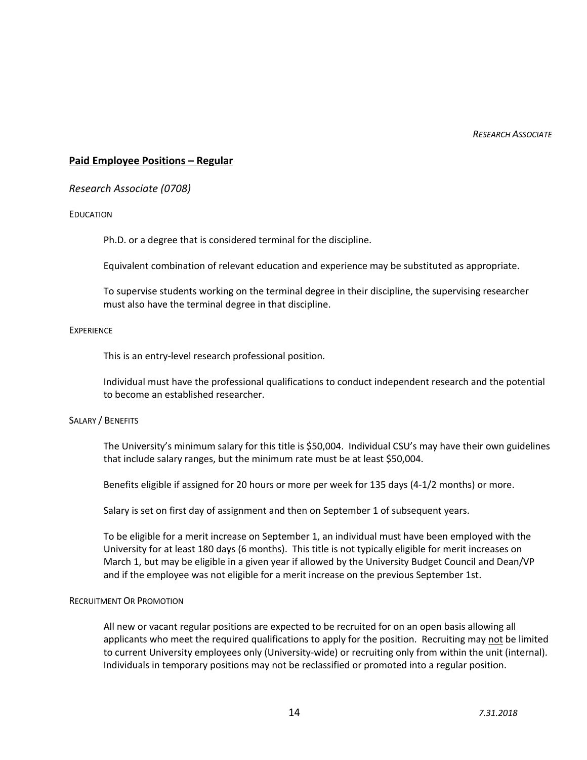## Paid Employee Positions – Regular

### *Research Associate (0708)*

#### Education

Ph.D. or a degree that is considered terminal for the discipline.

Equivalent combination of relevant education and experience may be substituted as appropriate.

To supervise students working on the terminal degree in their discipline, the supervising researcher must also have the terminal degree in that discipline.

#### Experience

This is an entry-level research professional position.

Individual must have the professional qualifications to conduct independent research and the potential to become an established researcher.

#### Salary / Benefits

The University's minimum salary for this title is $50,004. Individual CSU's may have their own guidelines that include salary ranges, but the minimum rate must be at least $50,004.

Benefits eligible if assigned for 20 hours or more per week for 135 days (4-1/2 months) or more.

Salary is set on first day of assignment and then on September 1 of subsequent years.

To be eligible for a merit increase on September 1, an individual must have been employed with the University for at least 180 days (6 months). This title is not typically eligible for merit increases on March 1, but may be eligible in a given year if allowed by the University Budget Council and Dean/VP and if the employee was not eligible for a merit increase on the previous September 1st.

#### Recruitment Or Promotion

All new or vacant regular positions are expected to be recruited for on an open basis allowing all applicants who meet the required qualifications to apply for the position. Recruiting may not be limited to current University employees only (University-wide) or recruiting only from within the unit (internal). Individuals in temporary positions may not be reclassified or promoted into a regular position.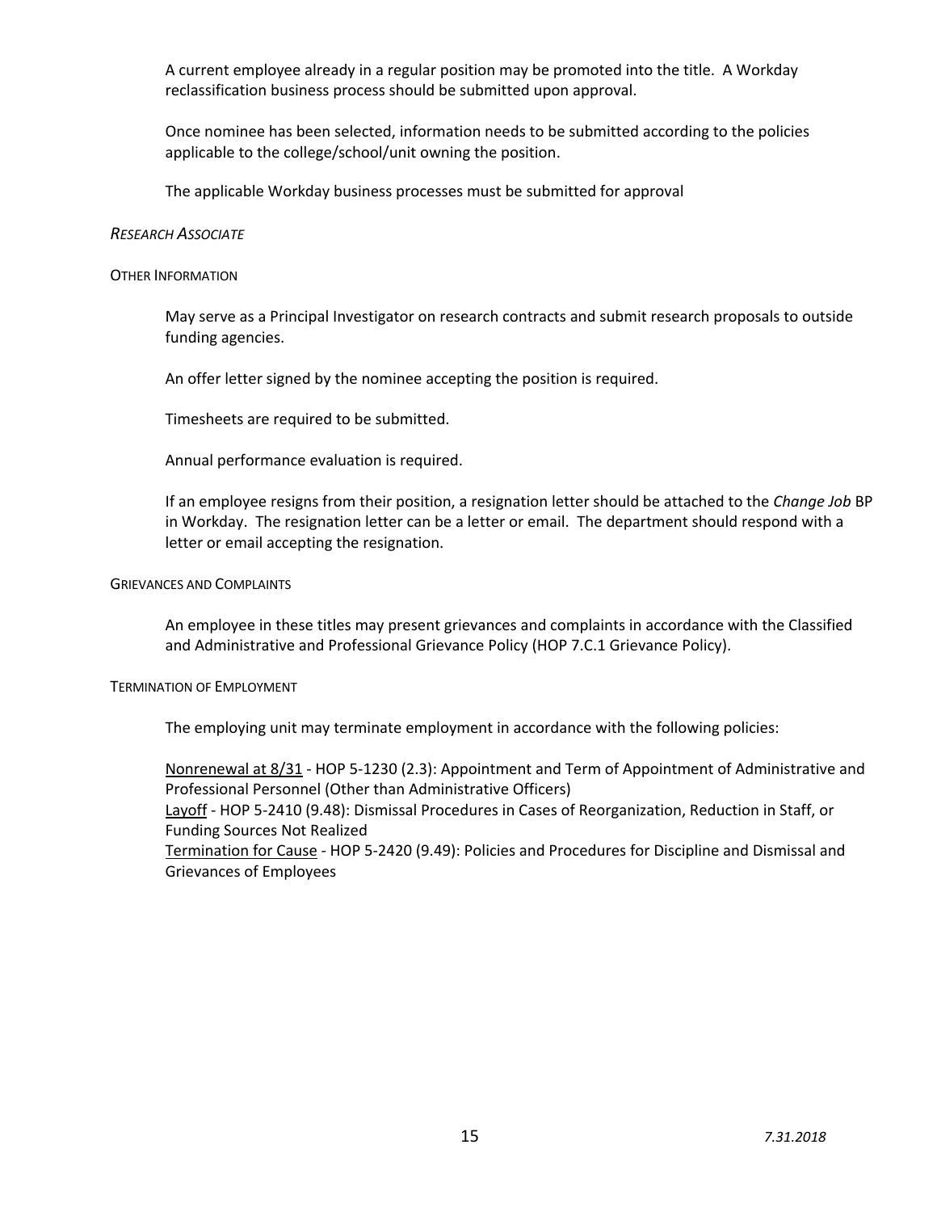A current employee already in a regular position may be promoted into the title. A Workday reclassification business process should be submitted upon approval.

Once nominee has been selected, information needs to be submitted according to the policies applicable to the college/school/unit owning the position.

The applicable Workday business processes must be submitted for approval

### *Research Associate*

#### Other Information

May serve as a Principal Investigator on research contracts and submit research proposals to outside funding agencies.

An offer letter signed by the nominee accepting the position is required.

Timesheets are required to be submitted.

Annual performance evaluation is required.

If an employee resigns from their position, a resignation letter should be attached to the *Change Job* BP in Workday. The resignation letter can be a letter or email. The department should respond with a letter or email accepting the resignation.

#### Grievances and Complaints

An employee in these titles may present grievances and complaints in accordance with the Classified and Administrative and Professional Grievance Policy (HOP 7.C.1 Grievance Policy).

#### Termination of Employment

The employing unit may terminate employment in accordance with the following policies:

<u>Nonrenewal at 8/31</u> - HOP 5-1230 (2.3): Appointment and Term of Appointment of Administrative and Professional Personnel (Other than Administrative Officers)
<u>Layoff</u> - HOP 5-2410 (9.48): Dismissal Procedures in Cases of Reorganization, Reduction in Staff, or Funding Sources Not Realized
<u>Termination for Cause</u> - HOP 5-2420 (9.49): Policies and Procedures for Discipline and Dismissal and Grievances of Employees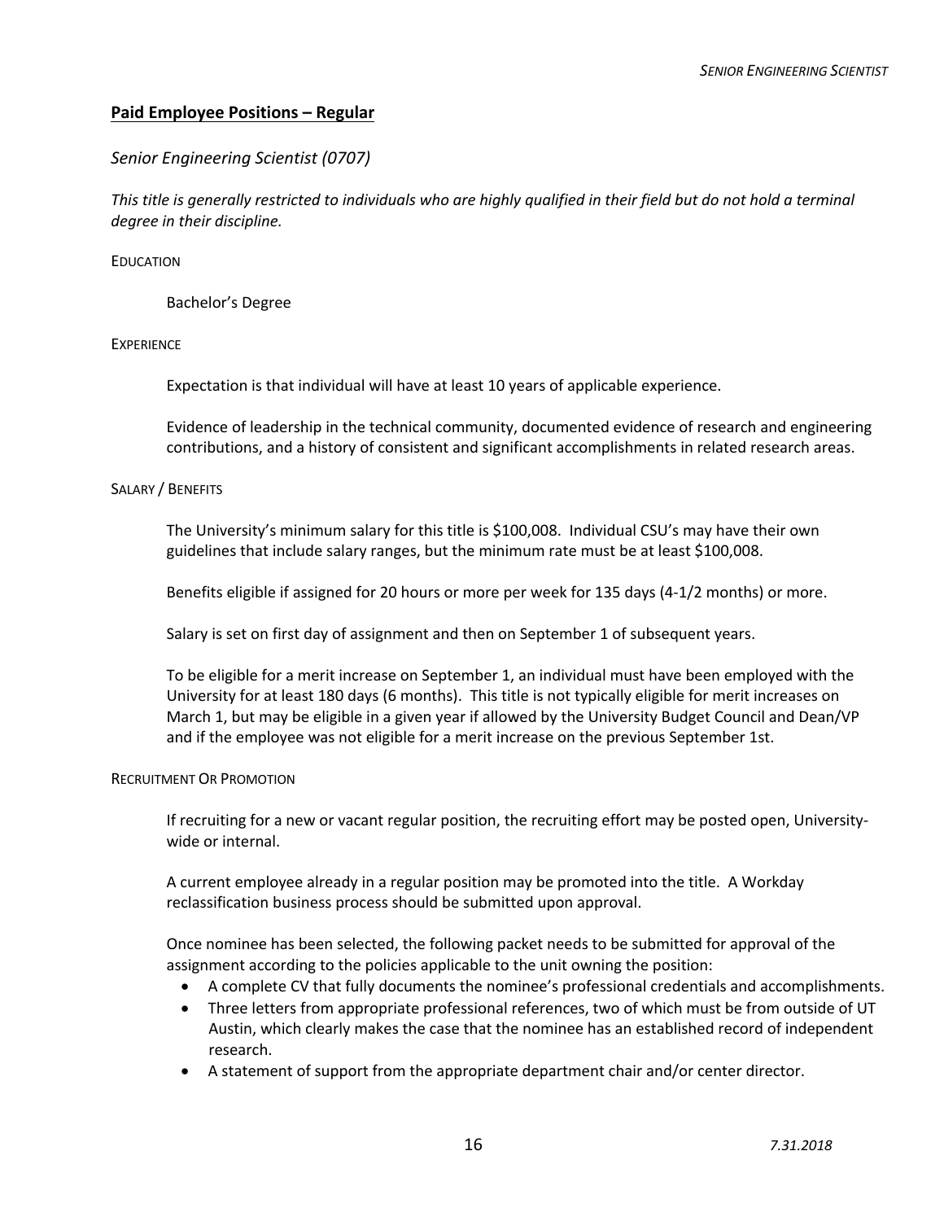## Paid Employee Positions – Regular

### *Senior Engineering Scientist (0707)*

*This title is generally restricted to individuals who are highly qualified in their field but do not hold a terminal degree in their discipline.*

#### EDUCATION

Bachelor's Degree

#### EXPERIENCE

Expectation is that individual will have at least 10 years of applicable experience.

Evidence of leadership in the technical community, documented evidence of research and engineering contributions, and a history of consistent and significant accomplishments in related research areas.

#### SALARY / BENEFITS

The University's minimum salary for this title is $100,008. Individual CSU's may have their own guidelines that include salary ranges, but the minimum rate must be at least $100,008.

Benefits eligible if assigned for 20 hours or more per week for 135 days (4-1/2 months) or more.

Salary is set on first day of assignment and then on September 1 of subsequent years.

To be eligible for a merit increase on September 1, an individual must have been employed with the University for at least 180 days (6 months). This title is not typically eligible for merit increases on March 1, but may be eligible in a given year if allowed by the University Budget Council and Dean/VP and if the employee was not eligible for a merit increase on the previous September 1st.

#### RECRUITMENT OR PROMOTION

If recruiting for a new or vacant regular position, the recruiting effort may be posted open, University-wide or internal.

A current employee already in a regular position may be promoted into the title. A Workday reclassification business process should be submitted upon approval.

Once nominee has been selected, the following packet needs to be submitted for approval of the assignment according to the policies applicable to the unit owning the position:

- A complete CV that fully documents the nominee's professional credentials and accomplishments.
- Three letters from appropriate professional references, two of which must be from outside of UT Austin, which clearly makes the case that the nominee has an established record of independent research.
- A statement of support from the appropriate department chair and/or center director.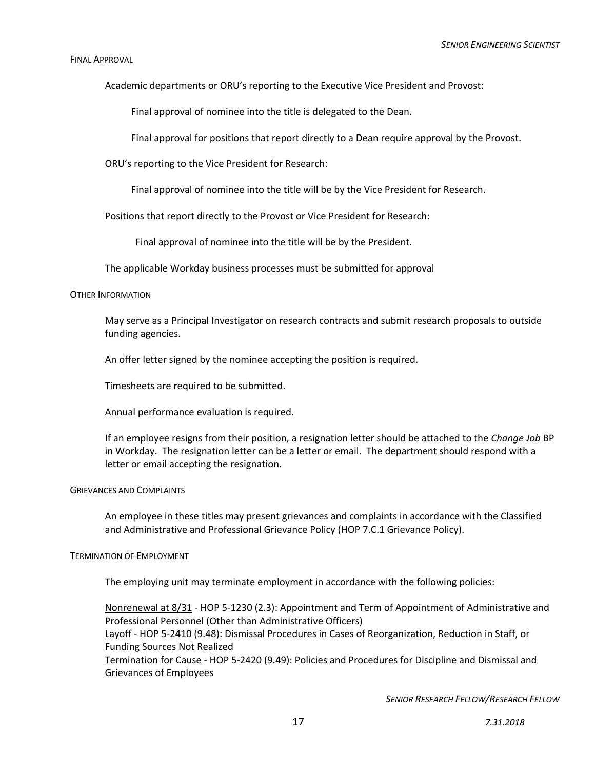#### Final Approval

Academic departments or ORU's reporting to the Executive Vice President and Provost:

Final approval of nominee into the title is delegated to the Dean.

Final approval for positions that report directly to a Dean require approval by the Provost.

ORU's reporting to the Vice President for Research:

Final approval of nominee into the title will be by the Vice President for Research.

Positions that report directly to the Provost or Vice President for Research:

Final approval of nominee into the title will be by the President.

The applicable Workday business processes must be submitted for approval

#### Other Information

May serve as a Principal Investigator on research contracts and submit research proposals to outside funding agencies.

An offer letter signed by the nominee accepting the position is required.

Timesheets are required to be submitted.

Annual performance evaluation is required.

If an employee resigns from their position, a resignation letter should be attached to the *Change Job* BP in Workday. The resignation letter can be a letter or email. The department should respond with a letter or email accepting the resignation.

#### Grievances and Complaints

An employee in these titles may present grievances and complaints in accordance with the Classified and Administrative and Professional Grievance Policy (HOP 7.C.1 Grievance Policy).

#### Termination of Employment

The employing unit may terminate employment in accordance with the following policies:

Nonrenewal at 8/31 - HOP 5-1230 (2.3): Appointment and Term of Appointment of Administrative and Professional Personnel (Other than Administrative Officers)
Layoff - HOP 5-2410 (9.48): Dismissal Procedures in Cases of Reorganization, Reduction in Staff, or Funding Sources Not Realized
Termination for Cause - HOP 5-2420 (9.49): Policies and Procedures for Discipline and Dismissal and Grievances of Employees

*Senior Research Fellow/Research Fellow*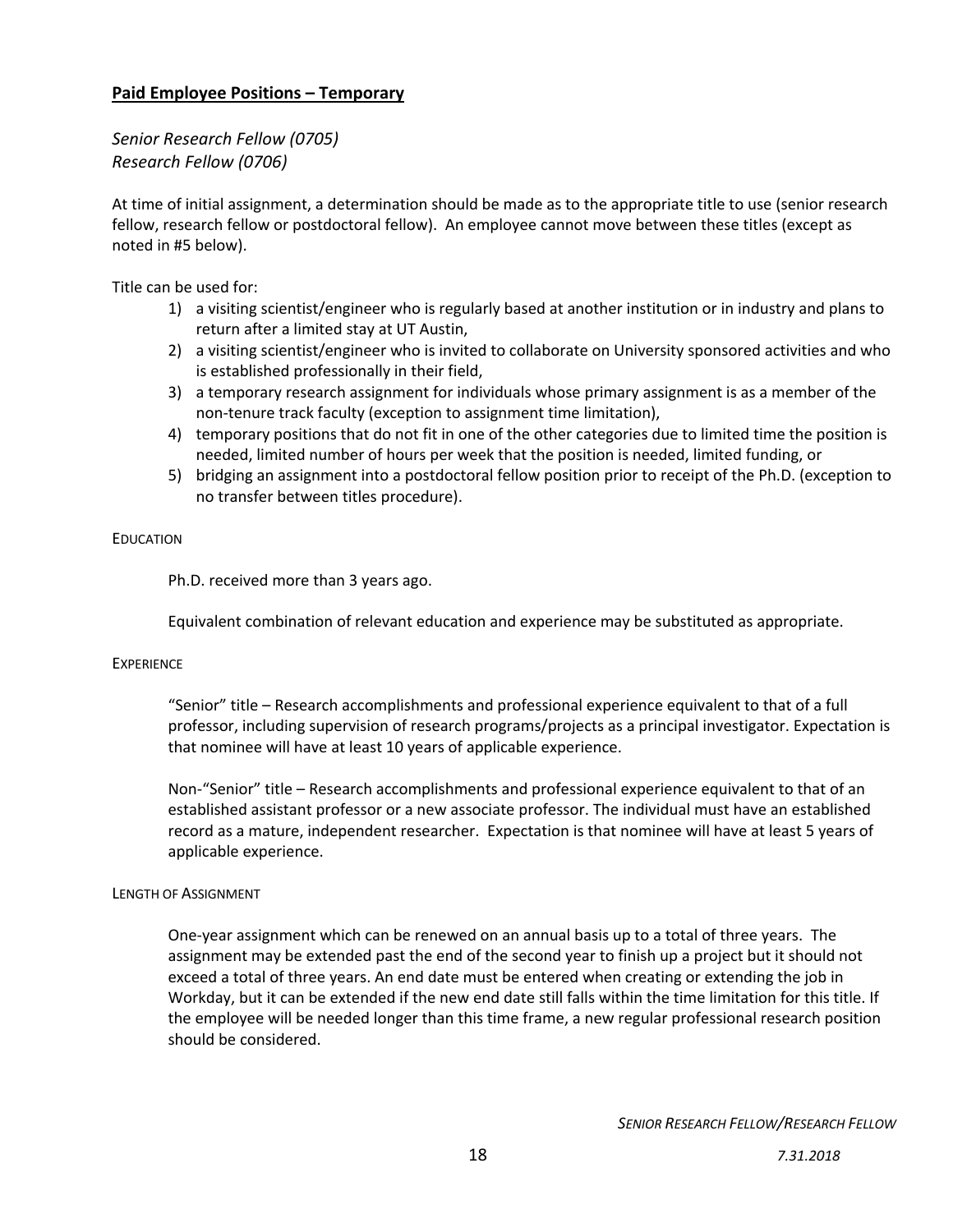## Paid Employee Positions – Temporary

*Senior Research Fellow (0705)*
*Research Fellow (0706)*

At time of initial assignment, a determination should be made as to the appropriate title to use (senior research fellow, research fellow or postdoctoral fellow). An employee cannot move between these titles (except as noted in #5 below).

Title can be used for:

1) a visiting scientist/engineer who is regularly based at another institution or in industry and plans to return after a limited stay at UT Austin,
2) a visiting scientist/engineer who is invited to collaborate on University sponsored activities and who is established professionally in their field,
3) a temporary research assignment for individuals whose primary assignment is as a member of the non-tenure track faculty (exception to assignment time limitation),
4) temporary positions that do not fit in one of the other categories due to limited time the position is needed, limited number of hours per week that the position is needed, limited funding, or
5) bridging an assignment into a postdoctoral fellow position prior to receipt of the Ph.D. (exception to no transfer between titles procedure).

EDUCATION

Ph.D. received more than 3 years ago.

Equivalent combination of relevant education and experience may be substituted as appropriate.

EXPERIENCE

"Senior" title – Research accomplishments and professional experience equivalent to that of a full professor, including supervision of research programs/projects as a principal investigator. Expectation is that nominee will have at least 10 years of applicable experience.

Non-"Senior" title – Research accomplishments and professional experience equivalent to that of an established assistant professor or a new associate professor. The individual must have an established record as a mature, independent researcher. Expectation is that nominee will have at least 5 years of applicable experience.

LENGTH OF ASSIGNMENT

One-year assignment which can be renewed on an annual basis up to a total of three years. The assignment may be extended past the end of the second year to finish up a project but it should not exceed a total of three years. An end date must be entered when creating or extending the job in Workday, but it can be extended if the new end date still falls within the time limitation for this title. If the employee will be needed longer than this time frame, a new regular professional research position should be considered.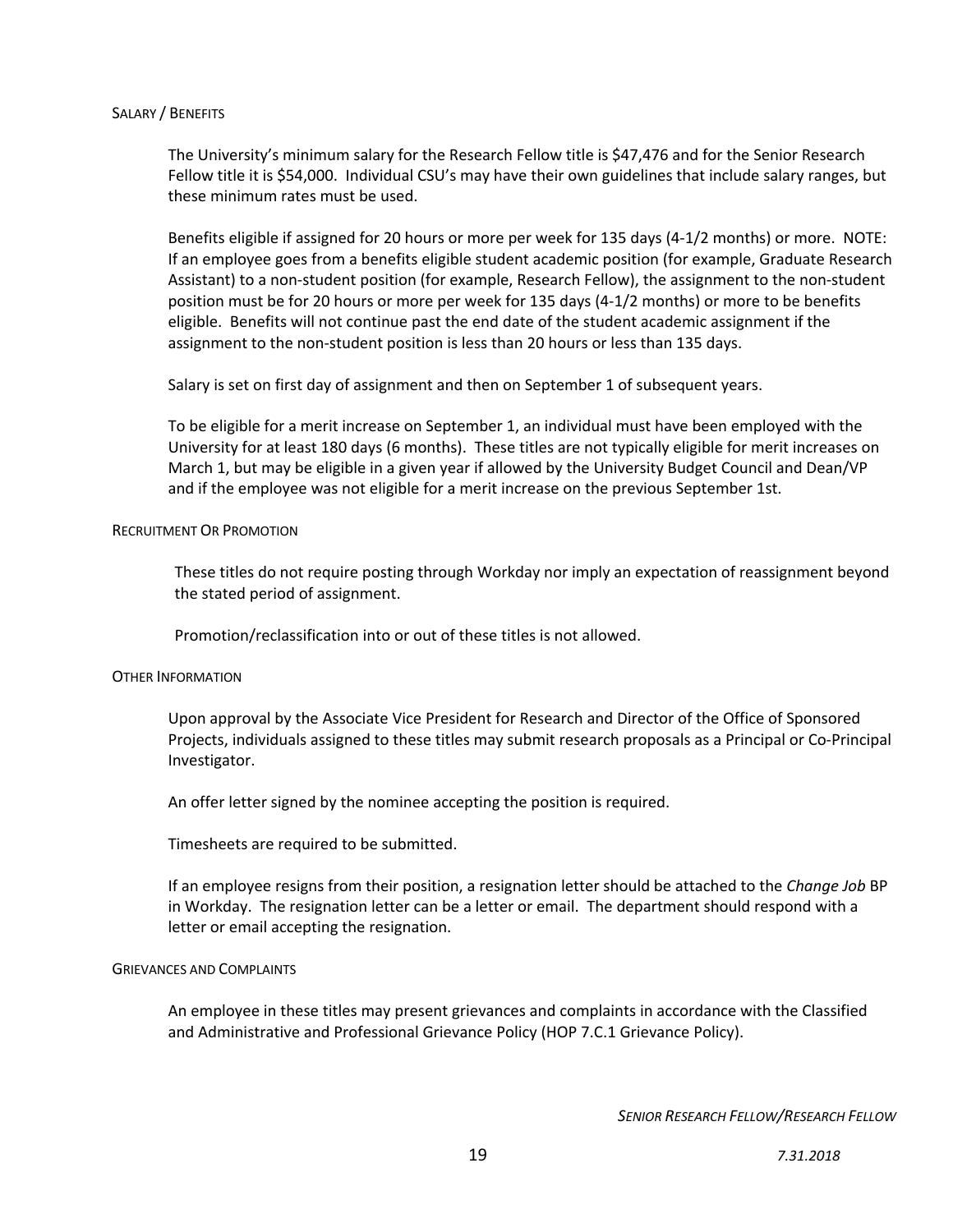### Salary / Benefits

The University's minimum salary for the Research Fellow title is $47,476 and for the Senior Research Fellow title it is $54,000. Individual CSU's may have their own guidelines that include salary ranges, but these minimum rates must be used.

Benefits eligible if assigned for 20 hours or more per week for 135 days (4-1/2 months) or more. NOTE: If an employee goes from a benefits eligible student academic position (for example, Graduate Research Assistant) to a non-student position (for example, Research Fellow), the assignment to the non-student position must be for 20 hours or more per week for 135 days (4-1/2 months) or more to be benefits eligible. Benefits will not continue past the end date of the student academic assignment if the assignment to the non-student position is less than 20 hours or less than 135 days.

Salary is set on first day of assignment and then on September 1 of subsequent years.

To be eligible for a merit increase on September 1, an individual must have been employed with the University for at least 180 days (6 months). These titles are not typically eligible for merit increases on March 1, but may be eligible in a given year if allowed by the University Budget Council and Dean/VP and if the employee was not eligible for a merit increase on the previous September 1st.

### Recruitment Or Promotion

These titles do not require posting through Workday nor imply an expectation of reassignment beyond the stated period of assignment.

Promotion/reclassification into or out of these titles is not allowed.

### Other Information

Upon approval by the Associate Vice President for Research and Director of the Office of Sponsored Projects, individuals assigned to these titles may submit research proposals as a Principal or Co-Principal Investigator.

An offer letter signed by the nominee accepting the position is required.

Timesheets are required to be submitted.

If an employee resigns from their position, a resignation letter should be attached to the *Change Job* BP in Workday. The resignation letter can be a letter or email. The department should respond with a letter or email accepting the resignation.

### Grievances and Complaints

An employee in these titles may present grievances and complaints in accordance with the Classified and Administrative and Professional Grievance Policy (HOP 7.C.1 Grievance Policy).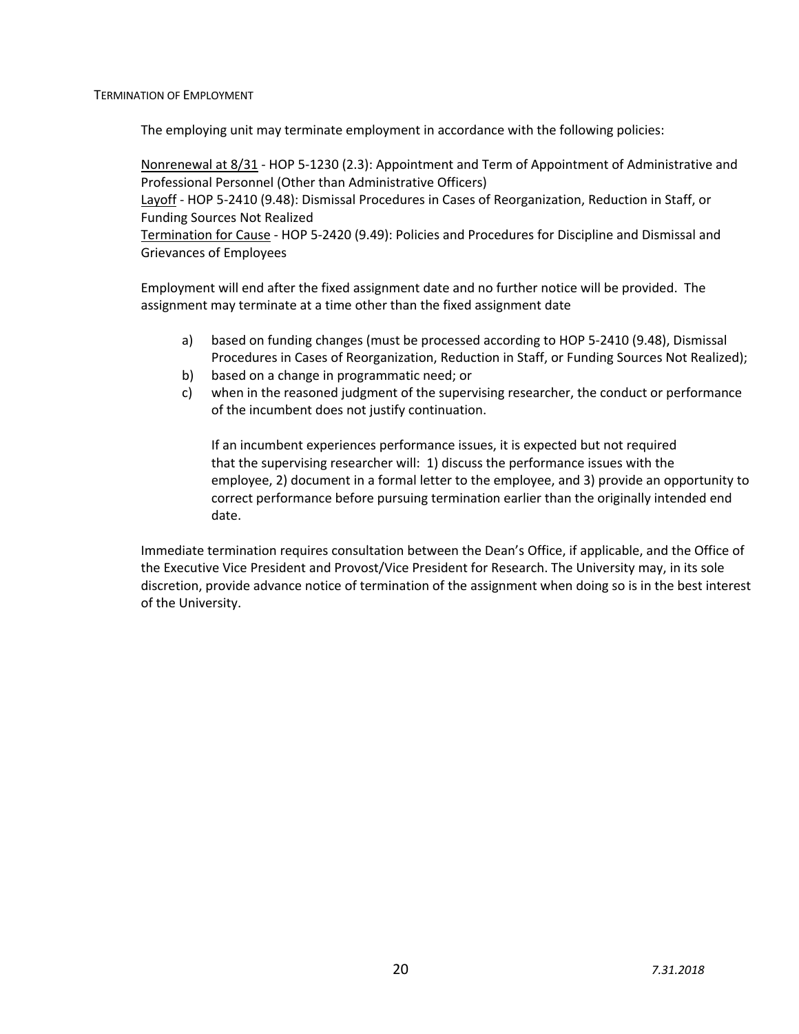### Termination of Employment

The employing unit may terminate employment in accordance with the following policies:

Nonrenewal at 8/31 - HOP 5-1230 (2.3): Appointment and Term of Appointment of Administrative and Professional Personnel (Other than Administrative Officers)
Layoff - HOP 5-2410 (9.48): Dismissal Procedures in Cases of Reorganization, Reduction in Staff, or Funding Sources Not Realized
Termination for Cause - HOP 5-2420 (9.49): Policies and Procedures for Discipline and Dismissal and Grievances of Employees

Employment will end after the fixed assignment date and no further notice will be provided. The assignment may terminate at a time other than the fixed assignment date

a) based on funding changes (must be processed according to HOP 5-2410 (9.48), Dismissal Procedures in Cases of Reorganization, Reduction in Staff, or Funding Sources Not Realized);
b) based on a change in programmatic need; or
c) when in the reasoned judgment of the supervising researcher, the conduct or performance of the incumbent does not justify continuation.

   If an incumbent experiences performance issues, it is expected but not required that the supervising researcher will: 1) discuss the performance issues with the employee, 2) document in a formal letter to the employee, and 3) provide an opportunity to correct performance before pursuing termination earlier than the originally intended end date.

Immediate termination requires consultation between the Dean's Office, if applicable, and the Office of the Executive Vice President and Provost/Vice President for Research. The University may, in its sole discretion, provide advance notice of termination of the assignment when doing so is in the best interest of the University.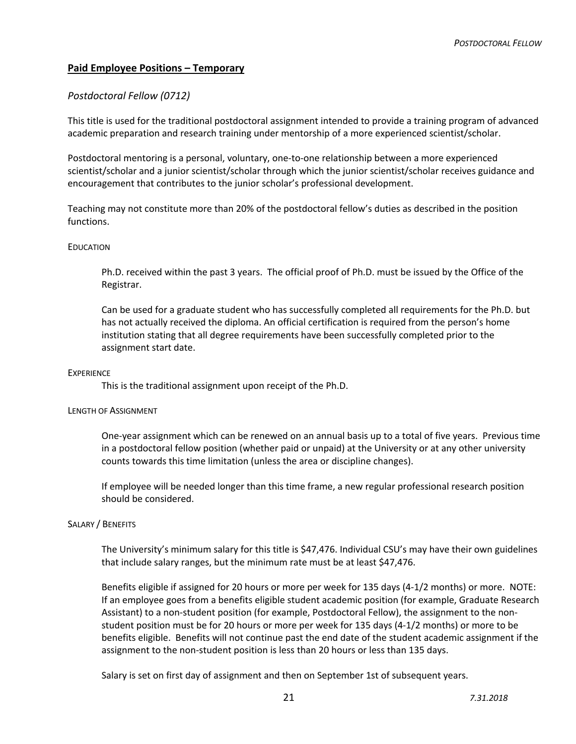## Paid Employee Positions – Temporary

### *Postdoctoral Fellow (0712)*

This title is used for the traditional postdoctoral assignment intended to provide a training program of advanced academic preparation and research training under mentorship of a more experienced scientist/scholar.

Postdoctoral mentoring is a personal, voluntary, one-to-one relationship between a more experienced scientist/scholar and a junior scientist/scholar through which the junior scientist/scholar receives guidance and encouragement that contributes to the junior scholar's professional development.

Teaching may not constitute more than 20% of the postdoctoral fellow's duties as described in the position functions.

#### EDUCATION

Ph.D. received within the past 3 years. The official proof of Ph.D. must be issued by the Office of the Registrar.

Can be used for a graduate student who has successfully completed all requirements for the Ph.D. but has not actually received the diploma. An official certification is required from the person's home institution stating that all degree requirements have been successfully completed prior to the assignment start date.

#### EXPERIENCE

This is the traditional assignment upon receipt of the Ph.D.

#### LENGTH OF ASSIGNMENT

One-year assignment which can be renewed on an annual basis up to a total of five years. Previous time in a postdoctoral fellow position (whether paid or unpaid) at the University or at any other university counts towards this time limitation (unless the area or discipline changes).

If employee will be needed longer than this time frame, a new regular professional research position should be considered.

#### SALARY / BENEFITS

The University's minimum salary for this title is $47,476. Individual CSU's may have their own guidelines that include salary ranges, but the minimum rate must be at least $47,476.

Benefits eligible if assigned for 20 hours or more per week for 135 days (4-1/2 months) or more. NOTE: If an employee goes from a benefits eligible student academic position (for example, Graduate Research Assistant) to a non-student position (for example, Postdoctoral Fellow), the assignment to the non-student position must be for 20 hours or more per week for 135 days (4-1/2 months) or more to be benefits eligible. Benefits will not continue past the end date of the student academic assignment if the assignment to the non-student position is less than 20 hours or less than 135 days.

Salary is set on first day of assignment and then on September 1st of subsequent years.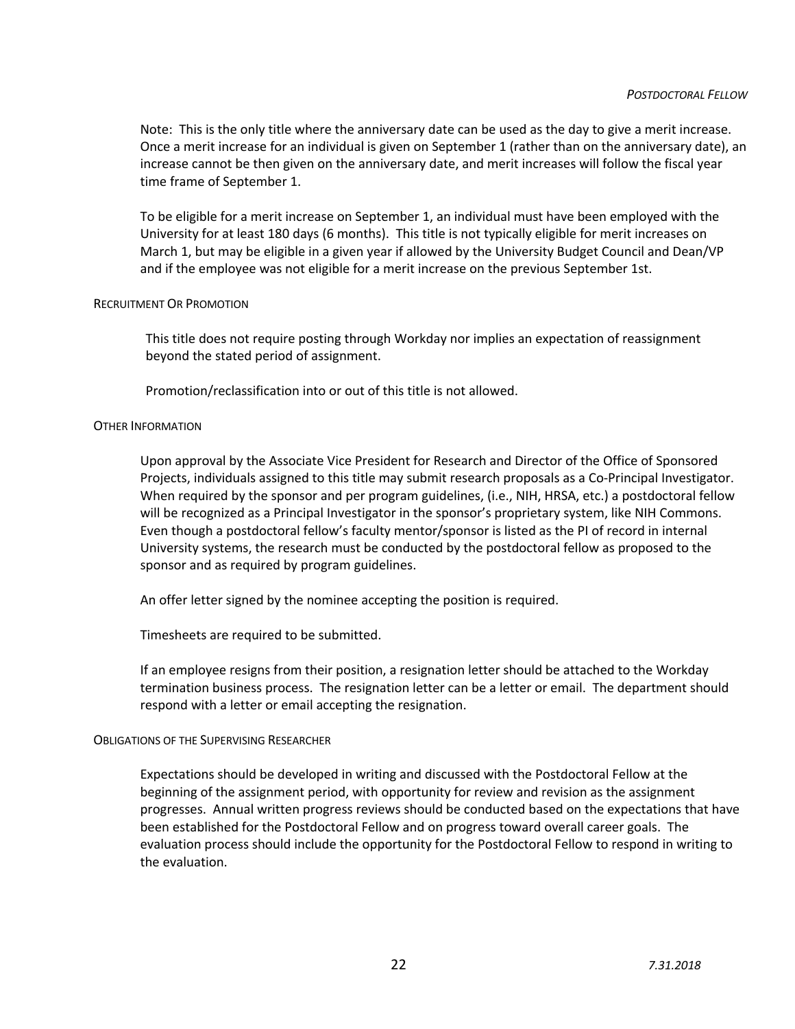Note: This is the only title where the anniversary date can be used as the day to give a merit increase. Once a merit increase for an individual is given on September 1 (rather than on the anniversary date), an increase cannot be then given on the anniversary date, and merit increases will follow the fiscal year time frame of September 1.

To be eligible for a merit increase on September 1, an individual must have been employed with the University for at least 180 days (6 months). This title is not typically eligible for merit increases on March 1, but may be eligible in a given year if allowed by the University Budget Council and Dean/VP and if the employee was not eligible for a merit increase on the previous September 1st.

### Recruitment Or Promotion

This title does not require posting through Workday nor implies an expectation of reassignment beyond the stated period of assignment.

Promotion/reclassification into or out of this title is not allowed.

### Other Information

Upon approval by the Associate Vice President for Research and Director of the Office of Sponsored Projects, individuals assigned to this title may submit research proposals as a Co-Principal Investigator. When required by the sponsor and per program guidelines, (i.e., NIH, HRSA, etc.) a postdoctoral fellow will be recognized as a Principal Investigator in the sponsor's proprietary system, like NIH Commons. Even though a postdoctoral fellow's faculty mentor/sponsor is listed as the PI of record in internal University systems, the research must be conducted by the postdoctoral fellow as proposed to the sponsor and as required by program guidelines.

An offer letter signed by the nominee accepting the position is required.

Timesheets are required to be submitted.

If an employee resigns from their position, a resignation letter should be attached to the Workday termination business process. The resignation letter can be a letter or email. The department should respond with a letter or email accepting the resignation.

### Obligations of the Supervising Researcher

Expectations should be developed in writing and discussed with the Postdoctoral Fellow at the beginning of the assignment period, with opportunity for review and revision as the assignment progresses. Annual written progress reviews should be conducted based on the expectations that have been established for the Postdoctoral Fellow and on progress toward overall career goals. The evaluation process should include the opportunity for the Postdoctoral Fellow to respond in writing to the evaluation.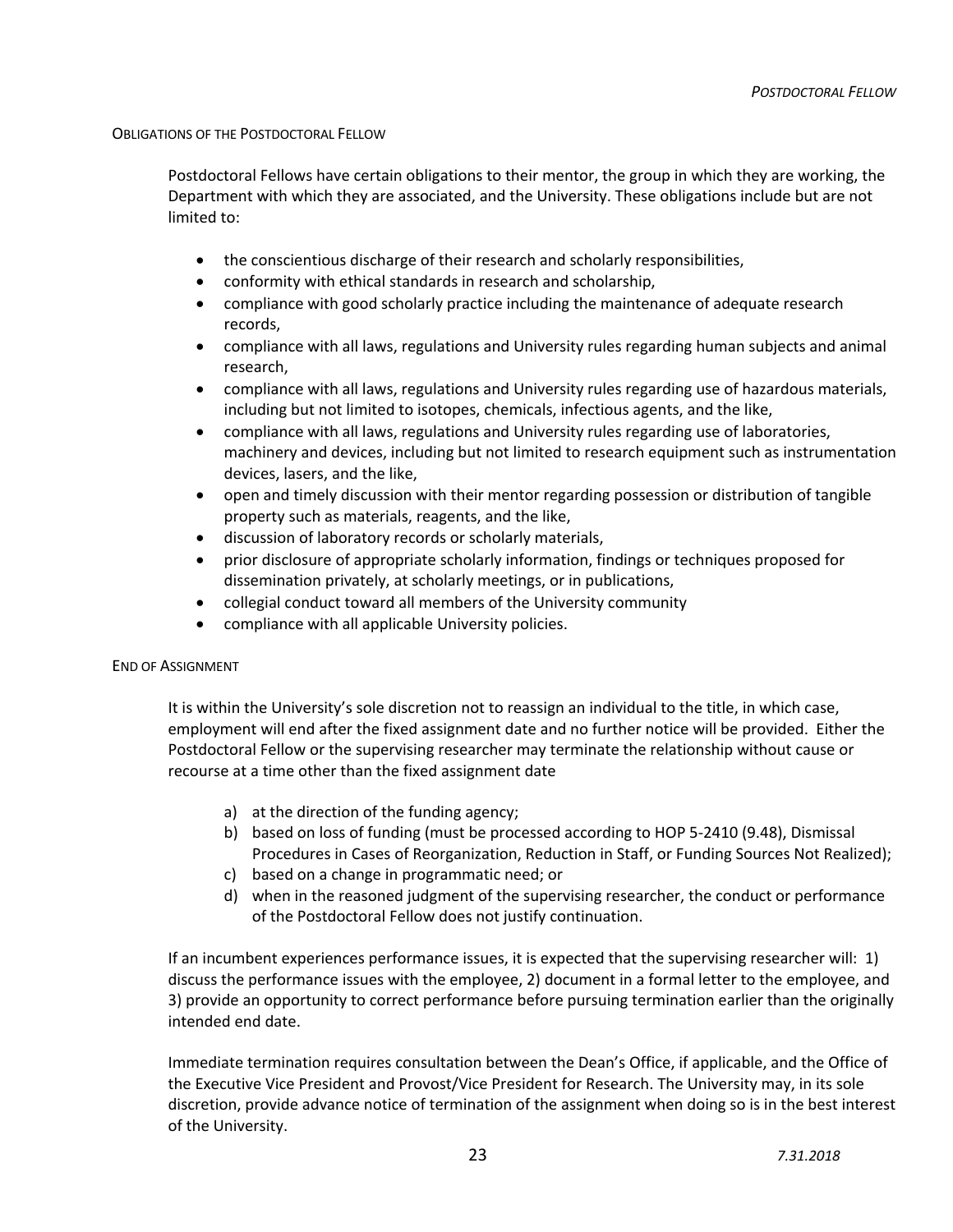### Obligations of the Postdoctoral Fellow

Postdoctoral Fellows have certain obligations to their mentor, the group in which they are working, the Department with which they are associated, and the University. These obligations include but are not limited to:

- the conscientious discharge of their research and scholarly responsibilities,
- conformity with ethical standards in research and scholarship,
- compliance with good scholarly practice including the maintenance of adequate research records,
- compliance with all laws, regulations and University rules regarding human subjects and animal research,
- compliance with all laws, regulations and University rules regarding use of hazardous materials, including but not limited to isotopes, chemicals, infectious agents, and the like,
- compliance with all laws, regulations and University rules regarding use of laboratories, machinery and devices, including but not limited to research equipment such as instrumentation devices, lasers, and the like,
- open and timely discussion with their mentor regarding possession or distribution of tangible property such as materials, reagents, and the like,
- discussion of laboratory records or scholarly materials,
- prior disclosure of appropriate scholarly information, findings or techniques proposed for dissemination privately, at scholarly meetings, or in publications,
- collegial conduct toward all members of the University community
- compliance with all applicable University policies.

### End of Assignment

It is within the University's sole discretion not to reassign an individual to the title, in which case, employment will end after the fixed assignment date and no further notice will be provided. Either the Postdoctoral Fellow or the supervising researcher may terminate the relationship without cause or recourse at a time other than the fixed assignment date

a) at the direction of the funding agency;
b) based on loss of funding (must be processed according to HOP 5-2410 (9.48), Dismissal Procedures in Cases of Reorganization, Reduction in Staff, or Funding Sources Not Realized);
c) based on a change in programmatic need; or
d) when in the reasoned judgment of the supervising researcher, the conduct or performance of the Postdoctoral Fellow does not justify continuation.

If an incumbent experiences performance issues, it is expected that the supervising researcher will: 1) discuss the performance issues with the employee, 2) document in a formal letter to the employee, and 3) provide an opportunity to correct performance before pursuing termination earlier than the originally intended end date.

Immediate termination requires consultation between the Dean's Office, if applicable, and the Office of the Executive Vice President and Provost/Vice President for Research. The University may, in its sole discretion, provide advance notice of termination of the assignment when doing so is in the best interest of the University.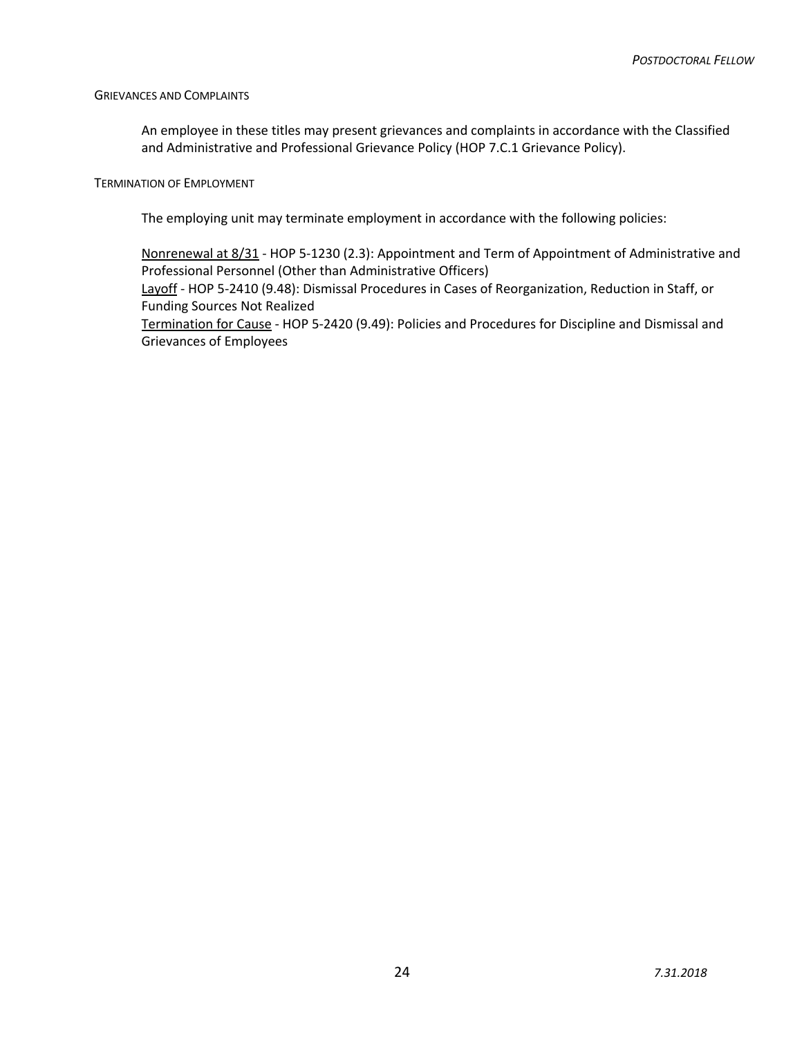### GRIEVANCES AND COMPLAINTS

An employee in these titles may present grievances and complaints in accordance with the Classified and Administrative and Professional Grievance Policy (HOP 7.C.1 Grievance Policy).

### TERMINATION OF EMPLOYMENT

The employing unit may terminate employment in accordance with the following policies:

Nonrenewal at 8/31 - HOP 5-1230 (2.3): Appointment and Term of Appointment of Administrative and Professional Personnel (Other than Administrative Officers)
Layoff - HOP 5-2410 (9.48): Dismissal Procedures in Cases of Reorganization, Reduction in Staff, or Funding Sources Not Realized
Termination for Cause - HOP 5-2420 (9.49): Policies and Procedures for Discipline and Dismissal and Grievances of Employees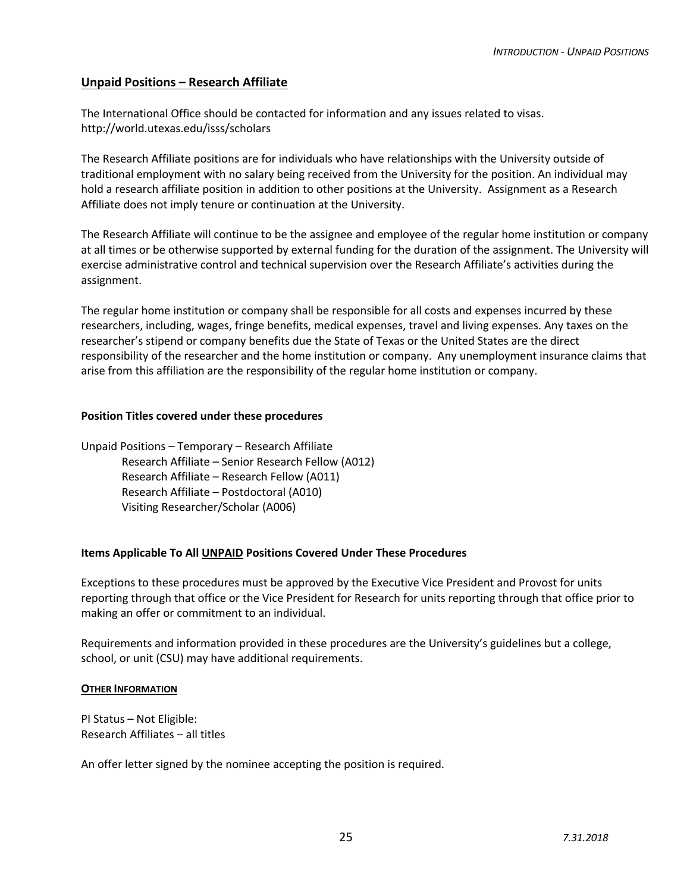## Unpaid Positions – Research Affiliate

The International Office should be contacted for information and any issues related to visas. http://world.utexas.edu/isss/scholars

The Research Affiliate positions are for individuals who have relationships with the University outside of traditional employment with no salary being received from the University for the position. An individual may hold a research affiliate position in addition to other positions at the University. Assignment as a Research Affiliate does not imply tenure or continuation at the University.

The Research Affiliate will continue to be the assignee and employee of the regular home institution or company at all times or be otherwise supported by external funding for the duration of the assignment. The University will exercise administrative control and technical supervision over the Research Affiliate's activities during the assignment.

The regular home institution or company shall be responsible for all costs and expenses incurred by these researchers, including, wages, fringe benefits, medical expenses, travel and living expenses. Any taxes on the researcher's stipend or company benefits due the State of Texas or the United States are the direct responsibility of the researcher and the home institution or company. Any unemployment insurance claims that arise from this affiliation are the responsibility of the regular home institution or company.

### Position Titles covered under these procedures

Unpaid Positions – Temporary – Research Affiliate
- Research Affiliate – Senior Research Fellow (A012)
- Research Affiliate – Research Fellow (A011)
- Research Affiliate – Postdoctoral (A010)
- Visiting Researcher/Scholar (A006)

### Items Applicable To All UNPAID Positions Covered Under These Procedures

Exceptions to these procedures must be approved by the Executive Vice President and Provost for units reporting through that office or the Vice President for Research for units reporting through that office prior to making an offer or commitment to an individual.

Requirements and information provided in these procedures are the University's guidelines but a college, school, or unit (CSU) may have additional requirements.

#### OTHER INFORMATION

PI Status – Not Eligible:
Research Affiliates – all titles

An offer letter signed by the nominee accepting the position is required.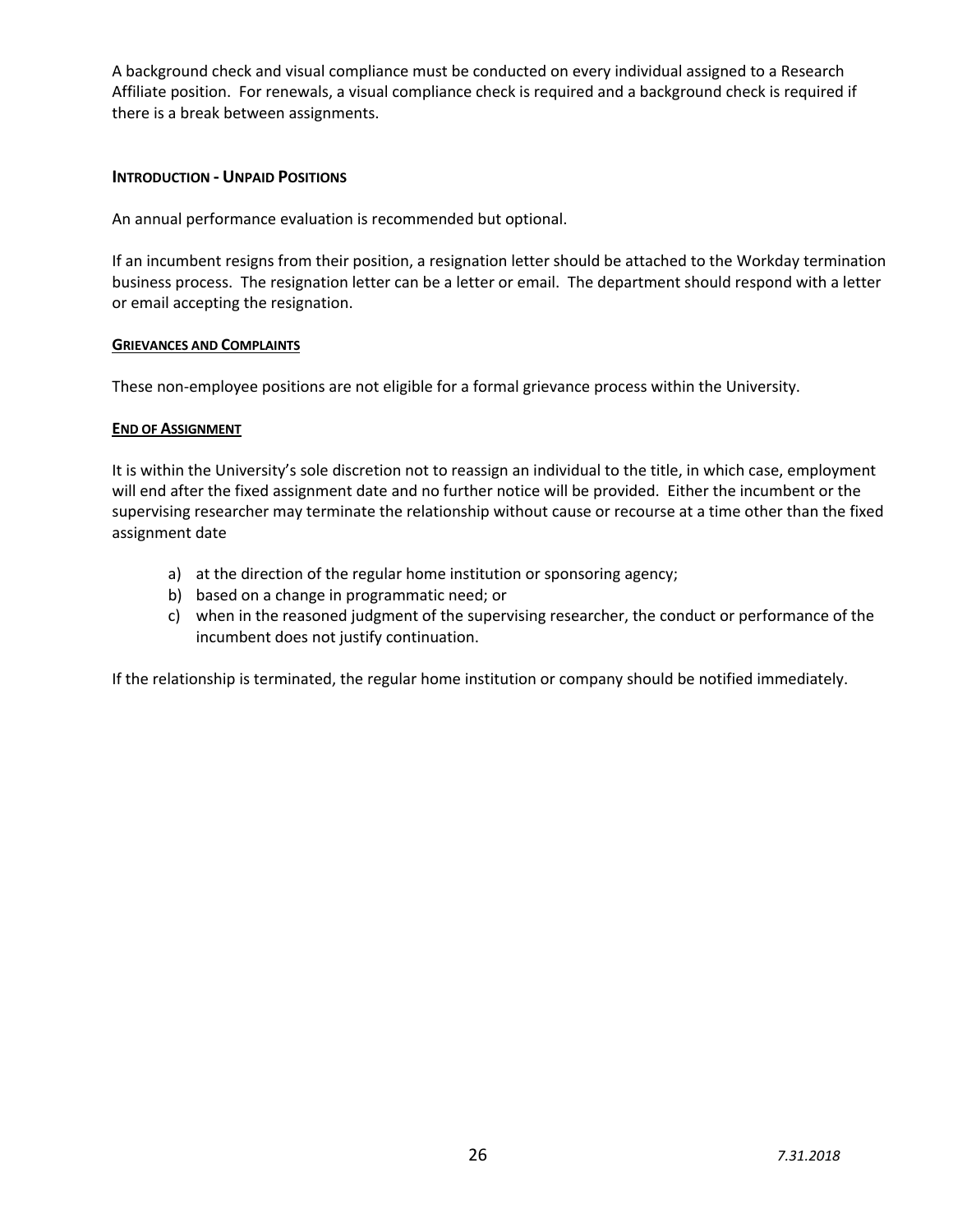A background check and visual compliance must be conducted on every individual assigned to a Research Affiliate position. For renewals, a visual compliance check is required and a background check is required if there is a break between assignments.

### INTRODUCTION - UNPAID POSITIONS

An annual performance evaluation is recommended but optional.

If an incumbent resigns from their position, a resignation letter should be attached to the Workday termination business process. The resignation letter can be a letter or email. The department should respond with a letter or email accepting the resignation.

#### GRIEVANCES AND COMPLAINTS

These non-employee positions are not eligible for a formal grievance process within the University.

#### END OF ASSIGNMENT

It is within the University's sole discretion not to reassign an individual to the title, in which case, employment will end after the fixed assignment date and no further notice will be provided. Either the incumbent or the supervising researcher may terminate the relationship without cause or recourse at a time other than the fixed assignment date

a) at the direction of the regular home institution or sponsoring agency;
b) based on a change in programmatic need; or
c) when in the reasoned judgment of the supervising researcher, the conduct or performance of the incumbent does not justify continuation.

If the relationship is terminated, the regular home institution or company should be notified immediately.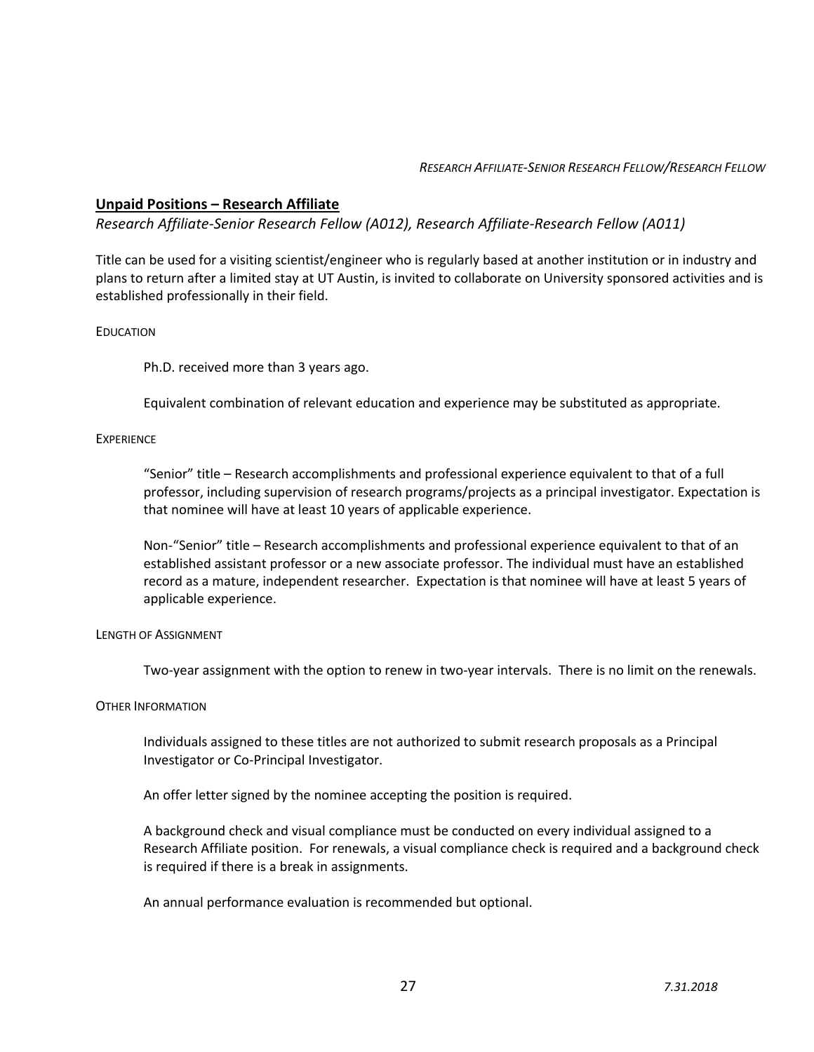## **Unpaid Positions – Research Affiliate**

*Research Affiliate-Senior Research Fellow (A012), Research Affiliate-Research Fellow (A011)*

Title can be used for a visiting scientist/engineer who is regularly based at another institution or in industry and plans to return after a limited stay at UT Austin, is invited to collaborate on University sponsored activities and is established professionally in their field.

### EDUCATION

Ph.D. received more than 3 years ago.

Equivalent combination of relevant education and experience may be substituted as appropriate.

### EXPERIENCE

"Senior" title – Research accomplishments and professional experience equivalent to that of a full professor, including supervision of research programs/projects as a principal investigator. Expectation is that nominee will have at least 10 years of applicable experience.

Non-"Senior" title – Research accomplishments and professional experience equivalent to that of an established assistant professor or a new associate professor. The individual must have an established record as a mature, independent researcher. Expectation is that nominee will have at least 5 years of applicable experience.

### LENGTH OF ASSIGNMENT

Two-year assignment with the option to renew in two-year intervals. There is no limit on the renewals.

### OTHER INFORMATION

Individuals assigned to these titles are not authorized to submit research proposals as a Principal Investigator or Co-Principal Investigator.

An offer letter signed by the nominee accepting the position is required.

A background check and visual compliance must be conducted on every individual assigned to a Research Affiliate position. For renewals, a visual compliance check is required and a background check is required if there is a break in assignments.

An annual performance evaluation is recommended but optional.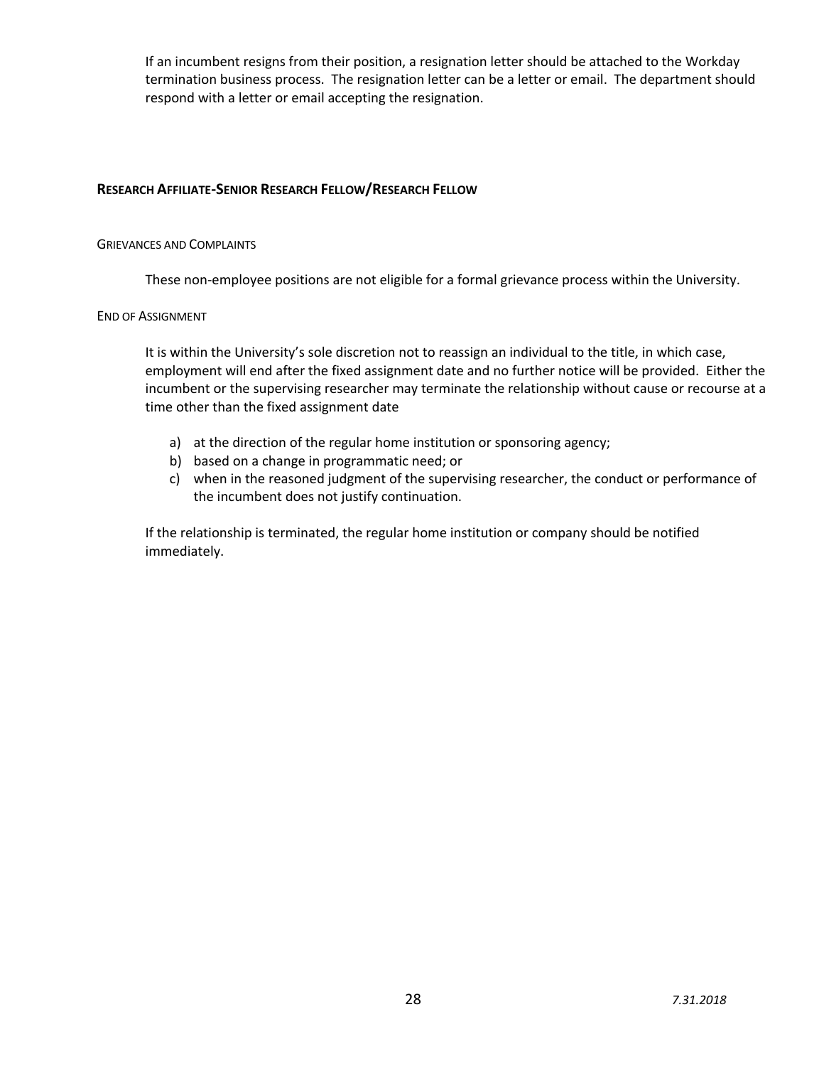If an incumbent resigns from their position, a resignation letter should be attached to the Workday termination business process. The resignation letter can be a letter or email. The department should respond with a letter or email accepting the resignation.

## Research Affiliate-Senior Research Fellow/Research Fellow

### Grievances and Complaints

These non-employee positions are not eligible for a formal grievance process within the University.

### End of Assignment

It is within the University's sole discretion not to reassign an individual to the title, in which case, employment will end after the fixed assignment date and no further notice will be provided. Either the incumbent or the supervising researcher may terminate the relationship without cause or recourse at a time other than the fixed assignment date

a) at the direction of the regular home institution or sponsoring agency;
b) based on a change in programmatic need; or
c) when in the reasoned judgment of the supervising researcher, the conduct or performance of the incumbent does not justify continuation.

If the relationship is terminated, the regular home institution or company should be notified immediately.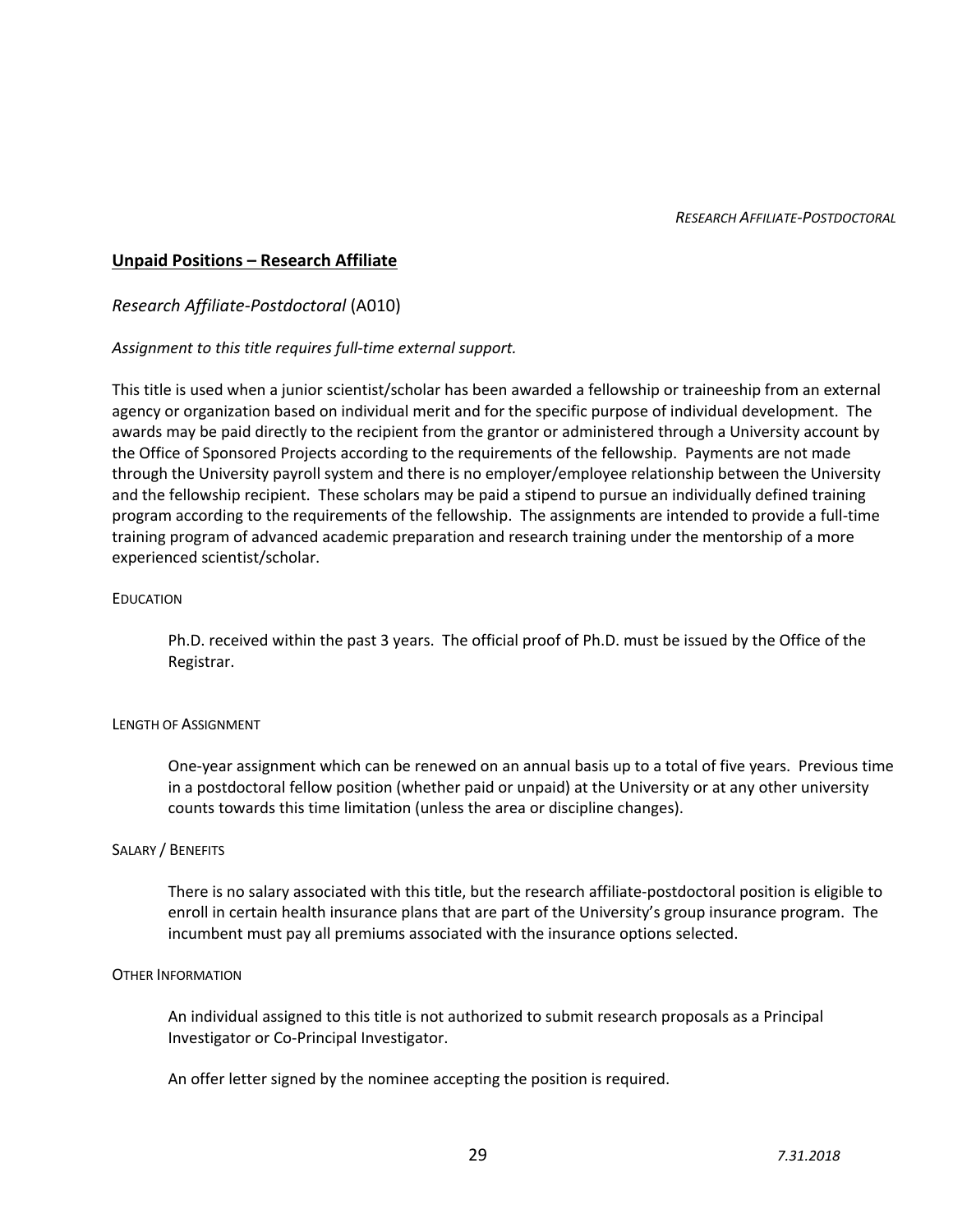## Unpaid Positions – Research Affiliate

### *Research Affiliate-Postdoctoral* (A010)

*Assignment to this title requires full-time external support.*

This title is used when a junior scientist/scholar has been awarded a fellowship or traineeship from an external agency or organization based on individual merit and for the specific purpose of individual development. The awards may be paid directly to the recipient from the grantor or administered through a University account by the Office of Sponsored Projects according to the requirements of the fellowship. Payments are not made through the University payroll system and there is no employer/employee relationship between the University and the fellowship recipient. These scholars may be paid a stipend to pursue an individually defined training program according to the requirements of the fellowship. The assignments are intended to provide a full-time training program of advanced academic preparation and research training under the mentorship of a more experienced scientist/scholar.

#### EDUCATION

Ph.D. received within the past 3 years. The official proof of Ph.D. must be issued by the Office of the Registrar.

#### LENGTH OF ASSIGNMENT

One-year assignment which can be renewed on an annual basis up to a total of five years. Previous time in a postdoctoral fellow position (whether paid or unpaid) at the University or at any other university counts towards this time limitation (unless the area or discipline changes).

#### SALARY / BENEFITS

There is no salary associated with this title, but the research affiliate-postdoctoral position is eligible to enroll in certain health insurance plans that are part of the University's group insurance program. The incumbent must pay all premiums associated with the insurance options selected.

#### OTHER INFORMATION

An individual assigned to this title is not authorized to submit research proposals as a Principal Investigator or Co-Principal Investigator.

An offer letter signed by the nominee accepting the position is required.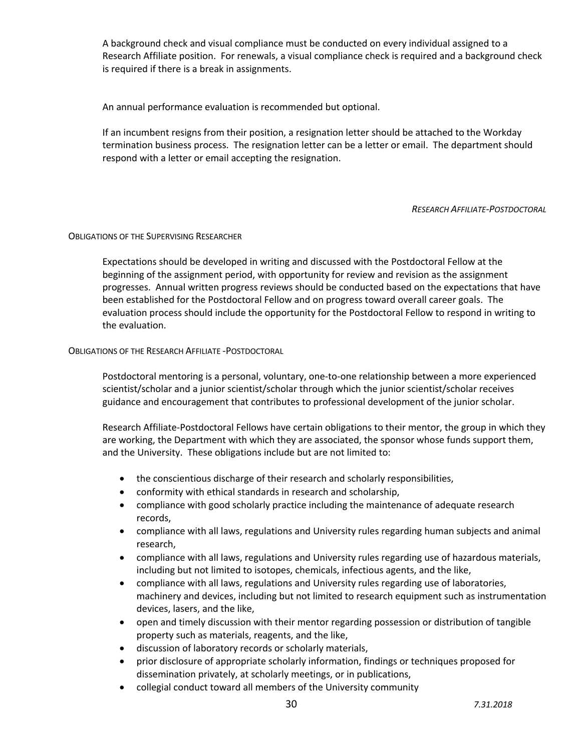A background check and visual compliance must be conducted on every individual assigned to a Research Affiliate position. For renewals, a visual compliance check is required and a background check is required if there is a break in assignments.

An annual performance evaluation is recommended but optional.

If an incumbent resigns from their position, a resignation letter should be attached to the Workday termination business process. The resignation letter can be a letter or email. The department should respond with a letter or email accepting the resignation.

*RESEARCH AFFILIATE-POSTDOCTORAL*

#### OBLIGATIONS OF THE SUPERVISING RESEARCHER

Expectations should be developed in writing and discussed with the Postdoctoral Fellow at the beginning of the assignment period, with opportunity for review and revision as the assignment progresses. Annual written progress reviews should be conducted based on the expectations that have been established for the Postdoctoral Fellow and on progress toward overall career goals. The evaluation process should include the opportunity for the Postdoctoral Fellow to respond in writing to the evaluation.

#### OBLIGATIONS OF THE RESEARCH AFFILIATE -POSTDOCTORAL

Postdoctoral mentoring is a personal, voluntary, one-to-one relationship between a more experienced scientist/scholar and a junior scientist/scholar through which the junior scientist/scholar receives guidance and encouragement that contributes to professional development of the junior scholar.

Research Affiliate-Postdoctoral Fellows have certain obligations to their mentor, the group in which they are working, the Department with which they are associated, the sponsor whose funds support them, and the University. These obligations include but are not limited to:

- the conscientious discharge of their research and scholarly responsibilities,
- conformity with ethical standards in research and scholarship,
- compliance with good scholarly practice including the maintenance of adequate research records,
- compliance with all laws, regulations and University rules regarding human subjects and animal research,
- compliance with all laws, regulations and University rules regarding use of hazardous materials, including but not limited to isotopes, chemicals, infectious agents, and the like,
- compliance with all laws, regulations and University rules regarding use of laboratories, machinery and devices, including but not limited to research equipment such as instrumentation devices, lasers, and the like,
- open and timely discussion with their mentor regarding possession or distribution of tangible property such as materials, reagents, and the like,
- discussion of laboratory records or scholarly materials,
- prior disclosure of appropriate scholarly information, findings or techniques proposed for dissemination privately, at scholarly meetings, or in publications,
- collegial conduct toward all members of the University community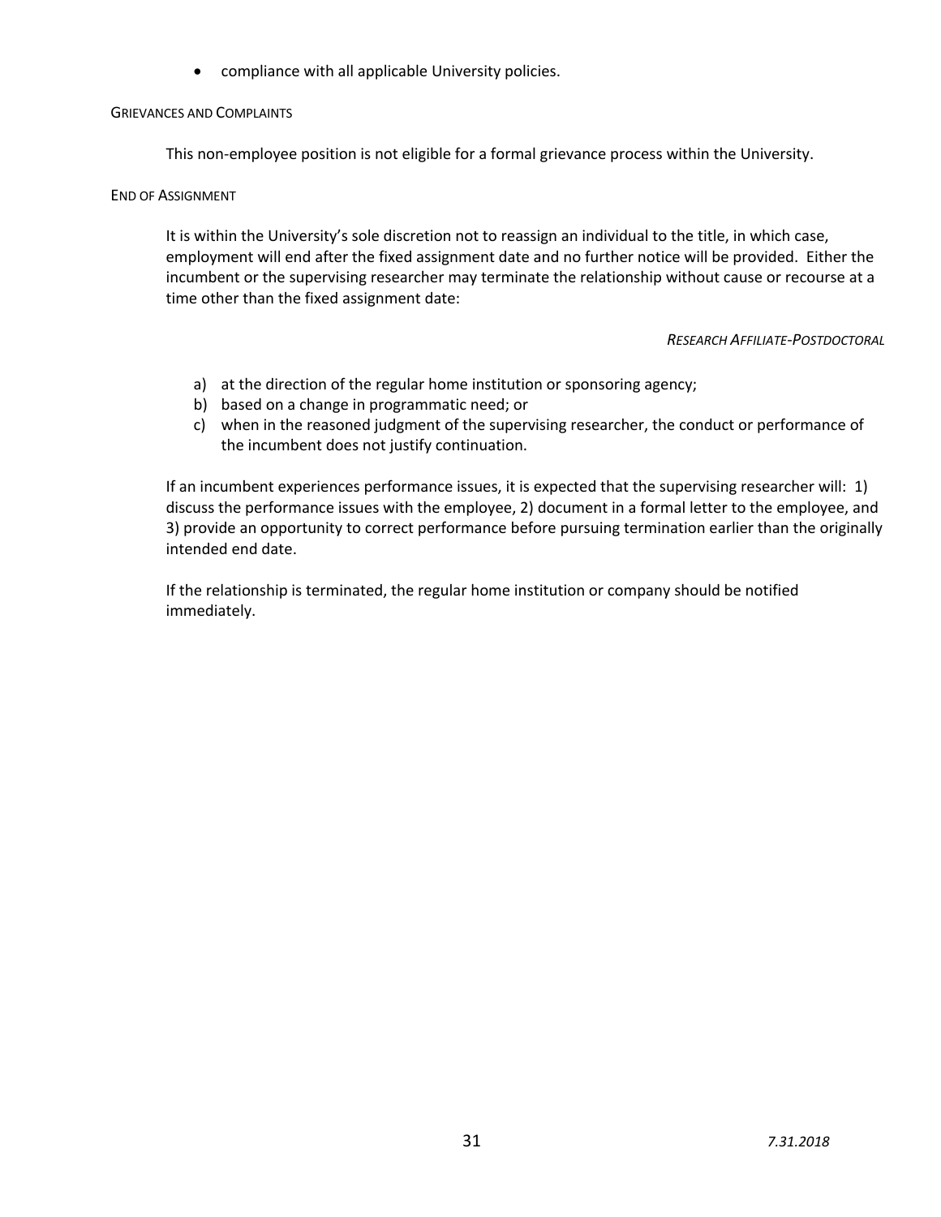- compliance with all applicable University policies.

#### Grievances and Complaints

This non-employee position is not eligible for a formal grievance process within the University.

#### End of Assignment

It is within the University's sole discretion not to reassign an individual to the title, in which case, employment will end after the fixed assignment date and no further notice will be provided. Either the incumbent or the supervising researcher may terminate the relationship without cause or recourse at a time other than the fixed assignment date:

a) at the direction of the regular home institution or sponsoring agency;
b) based on a change in programmatic need; or
c) when in the reasoned judgment of the supervising researcher, the conduct or performance of the incumbent does not justify continuation.

If an incumbent experiences performance issues, it is expected that the supervising researcher will: 1) discuss the performance issues with the employee, 2) document in a formal letter to the employee, and 3) provide an opportunity to correct performance before pursuing termination earlier than the originally intended end date.

If the relationship is terminated, the regular home institution or company should be notified immediately.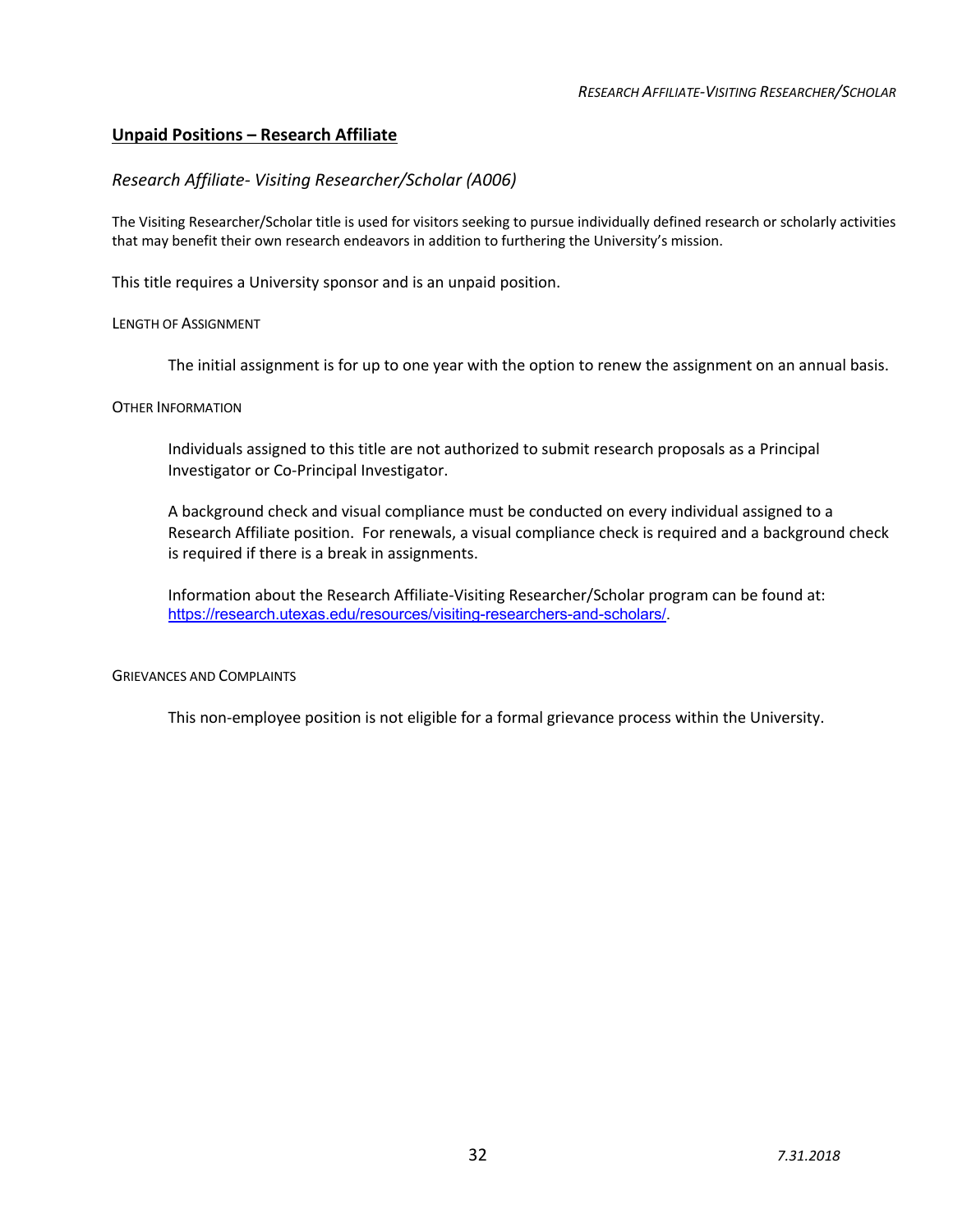## Unpaid Positions – Research Affiliate

### *Research Affiliate- Visiting Researcher/Scholar (A006)*

The Visiting Researcher/Scholar title is used for visitors seeking to pursue individually defined research or scholarly activities that may benefit their own research endeavors in addition to furthering the University's mission.

This title requires a University sponsor and is an unpaid position.

LENGTH OF ASSIGNMENT

The initial assignment is for up to one year with the option to renew the assignment on an annual basis.

OTHER INFORMATION

Individuals assigned to this title are not authorized to submit research proposals as a Principal Investigator or Co-Principal Investigator.

A background check and visual compliance must be conducted on every individual assigned to a Research Affiliate position. For renewals, a visual compliance check is required and a background check is required if there is a break in assignments.

Information about the Research Affiliate-Visiting Researcher/Scholar program can be found at: https://research.utexas.edu/resources/visiting-researchers-and-scholars/.

GRIEVANCES AND COMPLAINTS

This non-employee position is not eligible for a formal grievance process within the University.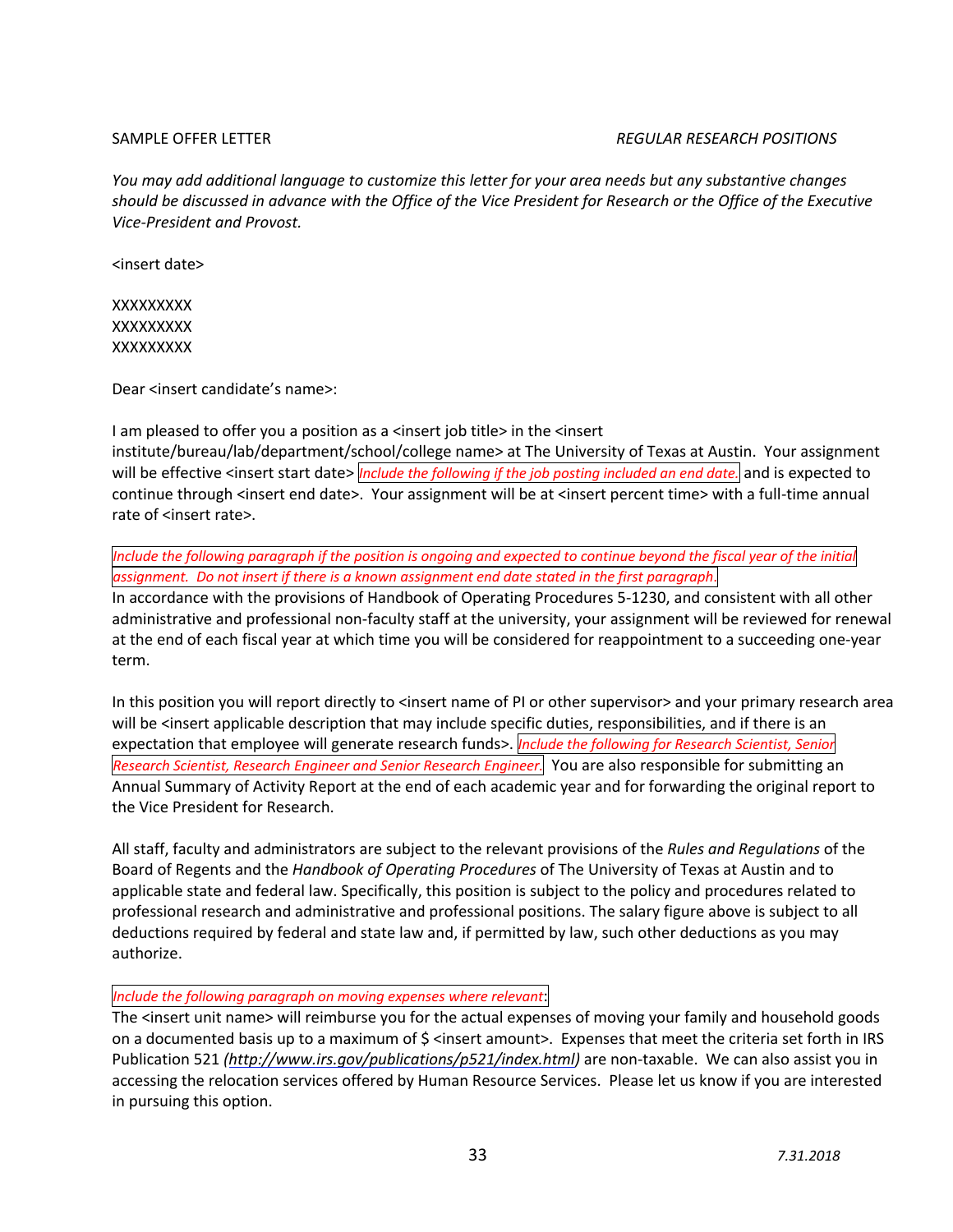SAMPLE OFFER LETTER *REGULAR RESEARCH POSITIONS*

*You may add additional language to customize this letter for your area needs but any substantive changes should be discussed in advance with the Office of the Vice President for Research or the Office of the Executive Vice-President and Provost.*

<insert date>

XXXXXXXXX
XXXXXXXXX
XXXXXXXXX

Dear <insert candidate's name>:

I am pleased to offer you a position as a <insert job title> in the <insert institute/bureau/lab/department/school/college name> at The University of Texas at Austin. Your assignment will be effective <insert start date> *Include the following if the job posting included an end date.* and is expected to continue through <insert end date>. Your assignment will be at <insert percent time> with a full-time annual rate of <insert rate>.

*Include the following paragraph if the position is ongoing and expected to continue beyond the fiscal year of the initial assignment. Do not insert if there is a known assignment end date stated in the first paragraph.*
In accordance with the provisions of Handbook of Operating Procedures 5-1230, and consistent with all other administrative and professional non-faculty staff at the university, your assignment will be reviewed for renewal at the end of each fiscal year at which time you will be considered for reappointment to a succeeding one-year term.

In this position you will report directly to <insert name of PI or other supervisor> and your primary research area will be <insert applicable description that may include specific duties, responsibilities, and if there is an expectation that employee will generate research funds>. *Include the following for Research Scientist, Senior Research Scientist, Research Engineer and Senior Research Engineer.* You are also responsible for submitting an Annual Summary of Activity Report at the end of each academic year and for forwarding the original report to the Vice President for Research.

All staff, faculty and administrators are subject to the relevant provisions of the *Rules and Regulations* of the Board of Regents and the *Handbook of Operating Procedures* of The University of Texas at Austin and to applicable state and federal law. Specifically, this position is subject to the policy and procedures related to professional research and administrative and professional positions. The salary figure above is subject to all deductions required by federal and state law and, if permitted by law, such other deductions as you may authorize.

*Include the following paragraph on moving expenses where relevant*:
The <insert unit name> will reimburse you for the actual expenses of moving your family and household goods on a documented basis up to a maximum of $ <insert amount>. Expenses that meet the criteria set forth in IRS Publication 521 *(http://www.irs.gov/publications/p521/index.html)* are non-taxable. We can also assist you in accessing the relocation services offered by Human Resource Services. Please let us know if you are interested in pursuing this option.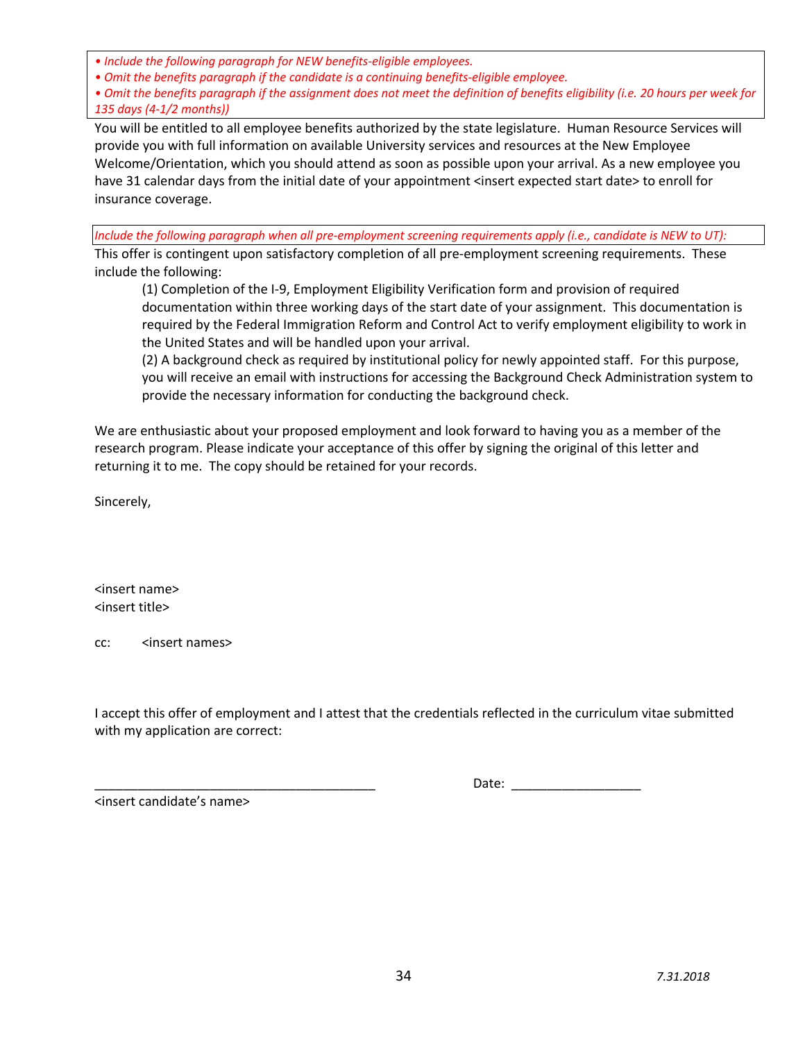*• Include the following paragraph for NEW benefits-eligible employees.*
*• Omit the benefits paragraph if the candidate is a continuing benefits-eligible employee.*
*• Omit the benefits paragraph if the assignment does not meet the definition of benefits eligibility (i.e. 20 hours per week for 135 days (4-1/2 months))*

You will be entitled to all employee benefits authorized by the state legislature. Human Resource Services will provide you with full information on available University services and resources at the New Employee Welcome/Orientation, which you should attend as soon as possible upon your arrival. As a new employee you have 31 calendar days from the initial date of your appointment <insert expected start date> to enroll for insurance coverage.

*Include the following paragraph when all pre-employment screening requirements apply (i.e., candidate is NEW to UT):*

This offer is contingent upon satisfactory completion of all pre-employment screening requirements. These include the following:

> (1) Completion of the I-9, Employment Eligibility Verification form and provision of required documentation within three working days of the start date of your assignment. This documentation is required by the Federal Immigration Reform and Control Act to verify employment eligibility to work in the United States and will be handled upon your arrival.
> (2) A background check as required by institutional policy for newly appointed staff. For this purpose, you will receive an email with instructions for accessing the Background Check Administration system to provide the necessary information for conducting the background check.

We are enthusiastic about your proposed employment and look forward to having you as a member of the research program. Please indicate your acceptance of this offer by signing the original of this letter and returning it to me. The copy should be retained for your records.

Sincerely,

<insert name>
<insert title>

cc: <insert names>

I accept this offer of employment and I attest that the credentials reflected in the curriculum vitae submitted with my application are correct:

________________________________________ Date: __________________
<insert candidate's name>

*7.31.2018*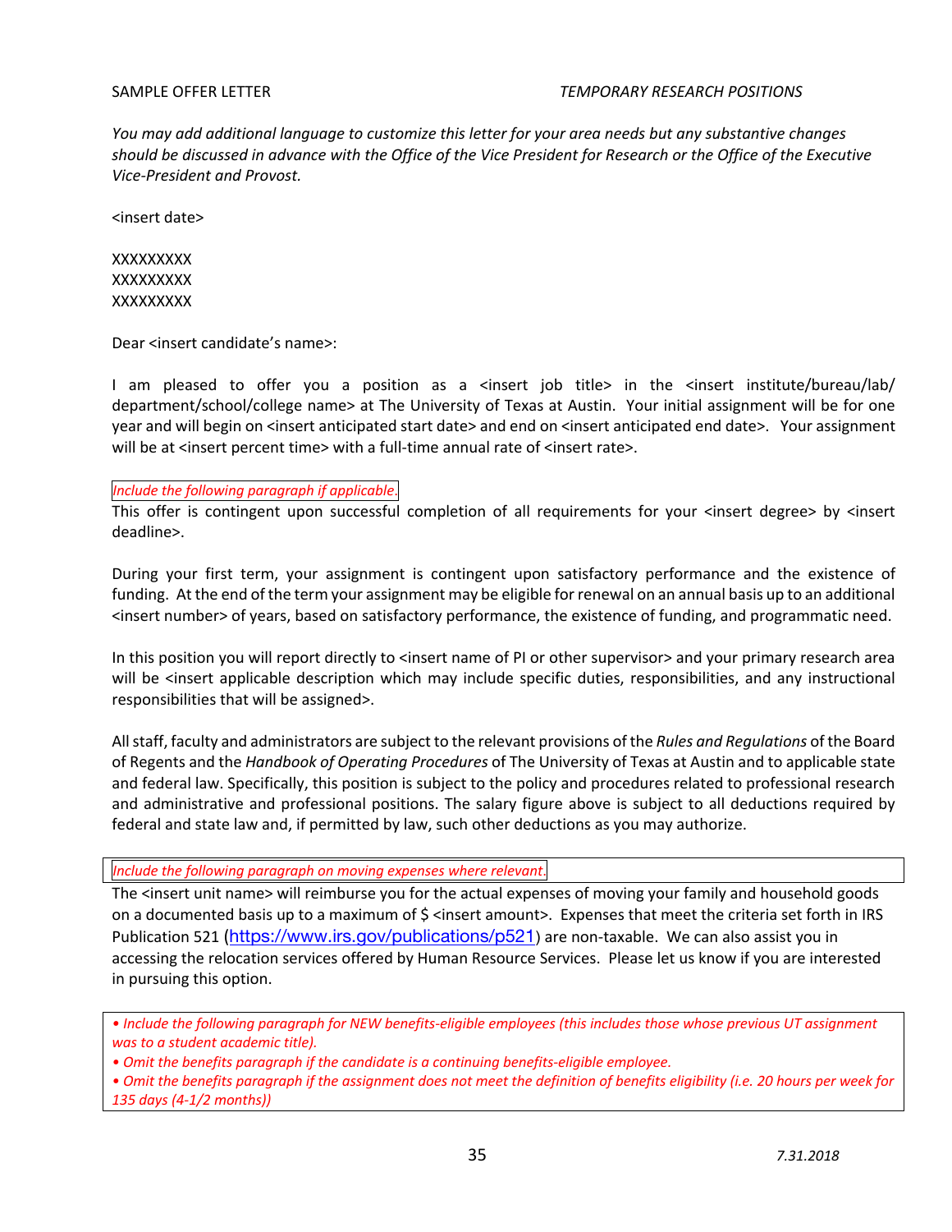SAMPLE OFFER LETTER *TEMPORARY RESEARCH POSITIONS*

*You may add additional language to customize this letter for your area needs but any substantive changes should be discussed in advance with the Office of the Vice President for Research or the Office of the Executive Vice-President and Provost.*

<insert date>

XXXXXXXXX
XXXXXXXXX
XXXXXXXXX

Dear <insert candidate's name>:

I am pleased to offer you a position as a <insert job title> in the <insert institute/bureau/lab/department/school/college name> at The University of Texas at Austin. Your initial assignment will be for one year and will begin on <insert anticipated start date> and end on <insert anticipated end date>. Your assignment will be at <insert percent time> with a full-time annual rate of <insert rate>.

*Include the following paragraph if applicable.*

This offer is contingent upon successful completion of all requirements for your <insert degree> by <insert deadline>.

During your first term, your assignment is contingent upon satisfactory performance and the existence of funding. At the end of the term your assignment may be eligible for renewal on an annual basis up to an additional <insert number> of years, based on satisfactory performance, the existence of funding, and programmatic need.

In this position you will report directly to <insert name of PI or other supervisor> and your primary research area will be <insert applicable description which may include specific duties, responsibilities, and any instructional responsibilities that will be assigned>.

All staff, faculty and administrators are subject to the relevant provisions of the *Rules and Regulations* of the Board of Regents and the *Handbook of Operating Procedures* of The University of Texas at Austin and to applicable state and federal law. Specifically, this position is subject to the policy and procedures related to professional research and administrative and professional positions. The salary figure above is subject to all deductions required by federal and state law and, if permitted by law, such other deductions as you may authorize.

*Include the following paragraph on moving expenses where relevant.*

The <insert unit name> will reimburse you for the actual expenses of moving your family and household goods on a documented basis up to a maximum of $ <insert amount>. Expenses that meet the criteria set forth in IRS Publication 521 (https://www.irs.gov/publications/p521) are non-taxable. We can also assist you in accessing the relocation services offered by Human Resource Services. Please let us know if you are interested in pursuing this option.

- *Include the following paragraph for NEW benefits-eligible employees (this includes those whose previous UT assignment was to a student academic title).*
- *Omit the benefits paragraph if the candidate is a continuing benefits-eligible employee.*
- *Omit the benefits paragraph if the assignment does not meet the definition of benefits eligibility (i.e. 20 hours per week for 135 days (4-1/2 months))*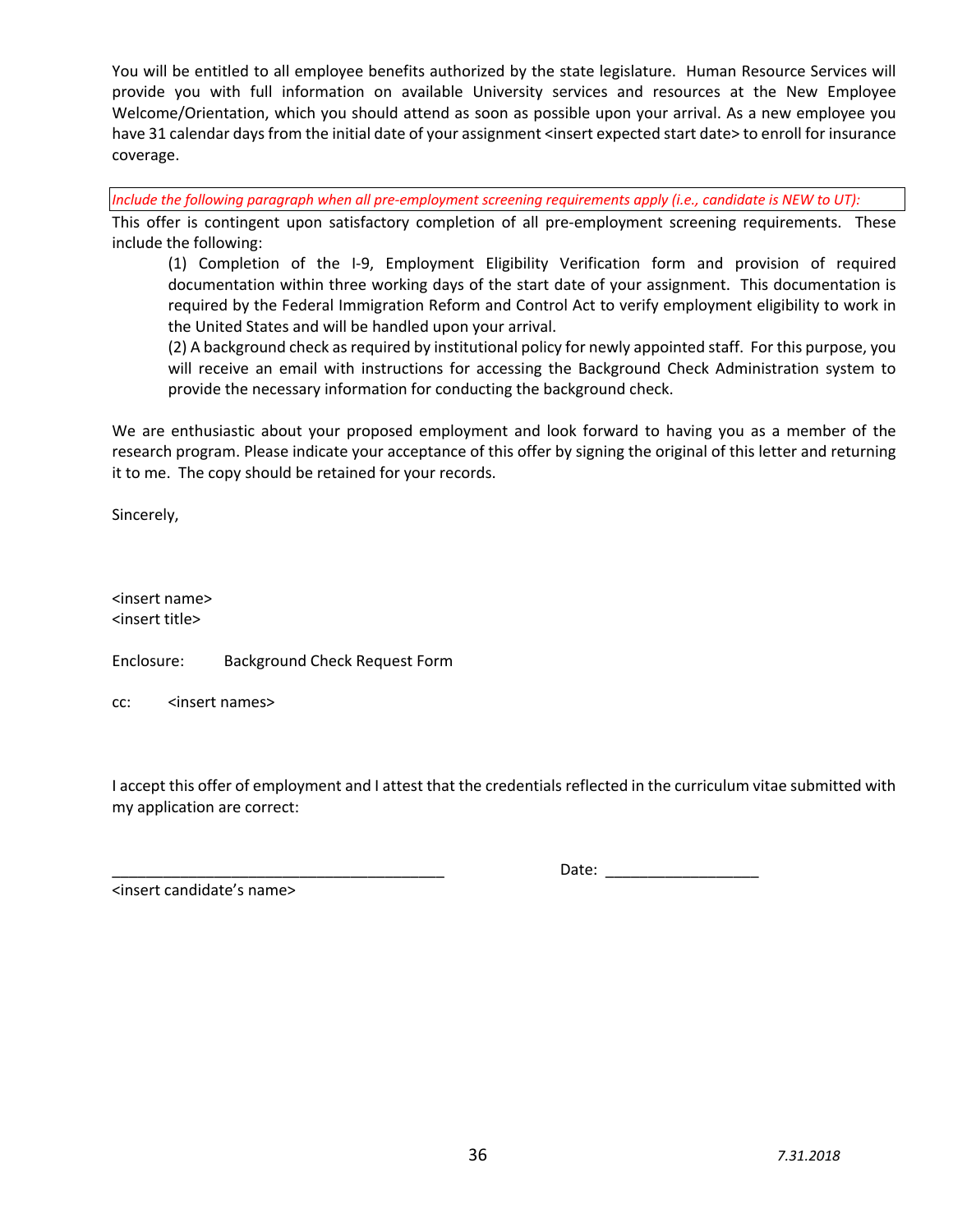You will be entitled to all employee benefits authorized by the state legislature. Human Resource Services will provide you with full information on available University services and resources at the New Employee Welcome/Orientation, which you should attend as soon as possible upon your arrival. As a new employee you have 31 calendar days from the initial date of your assignment <insert expected start date> to enroll for insurance coverage.

*Include the following paragraph when all pre-employment screening requirements apply (i.e., candidate is NEW to UT):*

This offer is contingent upon satisfactory completion of all pre-employment screening requirements. These include the following:

> (1) Completion of the I-9, Employment Eligibility Verification form and provision of required documentation within three working days of the start date of your assignment. This documentation is required by the Federal Immigration Reform and Control Act to verify employment eligibility to work in the United States and will be handled upon your arrival.
>
> (2) A background check as required by institutional policy for newly appointed staff. For this purpose, you will receive an email with instructions for accessing the Background Check Administration system to provide the necessary information for conducting the background check.

We are enthusiastic about your proposed employment and look forward to having you as a member of the research program. Please indicate your acceptance of this offer by signing the original of this letter and returning it to me. The copy should be retained for your records.

Sincerely,

<insert name>
<insert title>

Enclosure: Background Check Request Form

cc: <insert names>

I accept this offer of employment and I attest that the credentials reflected in the curriculum vitae submitted with my application are correct:

________________________________________ Date: __________________

<insert candidate's name>

7.31.2018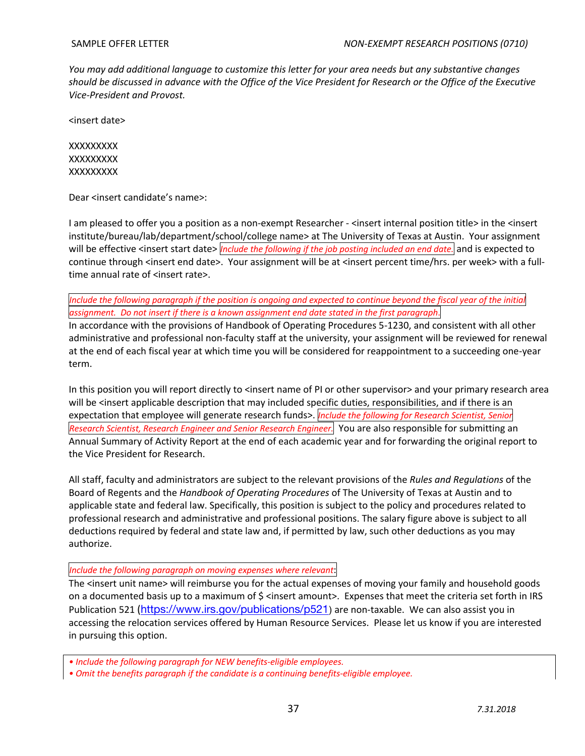SAMPLE OFFER LETTER — *NON-EXEMPT RESEARCH POSITIONS (0710)*

*You may add additional language to customize this letter for your area needs but any substantive changes should be discussed in advance with the Office of the Vice President for Research or the Office of the Executive Vice-President and Provost.*

<insert date>

XXXXXXXXX
XXXXXXXXX
XXXXXXXXX

Dear <insert candidate's name>:

I am pleased to offer you a position as a non-exempt Researcher - <insert internal position title> in the <insert institute/bureau/lab/department/school/college name> at The University of Texas at Austin. Your assignment will be effective <insert start date> *Include the following if the job posting included an end date.* and is expected to continue through <insert end date>. Your assignment will be at <insert percent time/hrs. per week> with a full-time annual rate of <insert rate>.

*Include the following paragraph if the position is ongoing and expected to continue beyond the fiscal year of the initial assignment. Do not insert if there is a known assignment end date stated in the first paragraph.*

In accordance with the provisions of Handbook of Operating Procedures 5-1230, and consistent with all other administrative and professional non-faculty staff at the university, your assignment will be reviewed for renewal at the end of each fiscal year at which time you will be considered for reappointment to a succeeding one-year term.

In this position you will report directly to <insert name of PI or other supervisor> and your primary research area will be <insert applicable description that may included specific duties, responsibilities, and if there is an expectation that employee will generate research funds>. *Include the following for Research Scientist, Senior Research Scientist, Research Engineer and Senior Research Engineer.* You are also responsible for submitting an Annual Summary of Activity Report at the end of each academic year and for forwarding the original report to the Vice President for Research.

All staff, faculty and administrators are subject to the relevant provisions of the *Rules and Regulations* of the Board of Regents and the *Handbook of Operating Procedures* of The University of Texas at Austin and to applicable state and federal law. Specifically, this position is subject to the policy and procedures related to professional research and administrative and professional positions. The salary figure above is subject to all deductions required by federal and state law and, if permitted by law, such other deductions as you may authorize.

*Include the following paragraph on moving expenses where relevant*:

The <insert unit name> will reimburse you for the actual expenses of moving your family and household goods on a documented basis up to a maximum of $ <insert amount>. Expenses that meet the criteria set forth in IRS Publication 521 (https://www.irs.gov/publications/p521) are non-taxable. We can also assist you in accessing the relocation services offered by Human Resource Services. Please let us know if you are interested in pursuing this option.

- *Include the following paragraph for NEW benefits-eligible employees.*
- *Omit the benefits paragraph if the candidate is a continuing benefits-eligible employee.*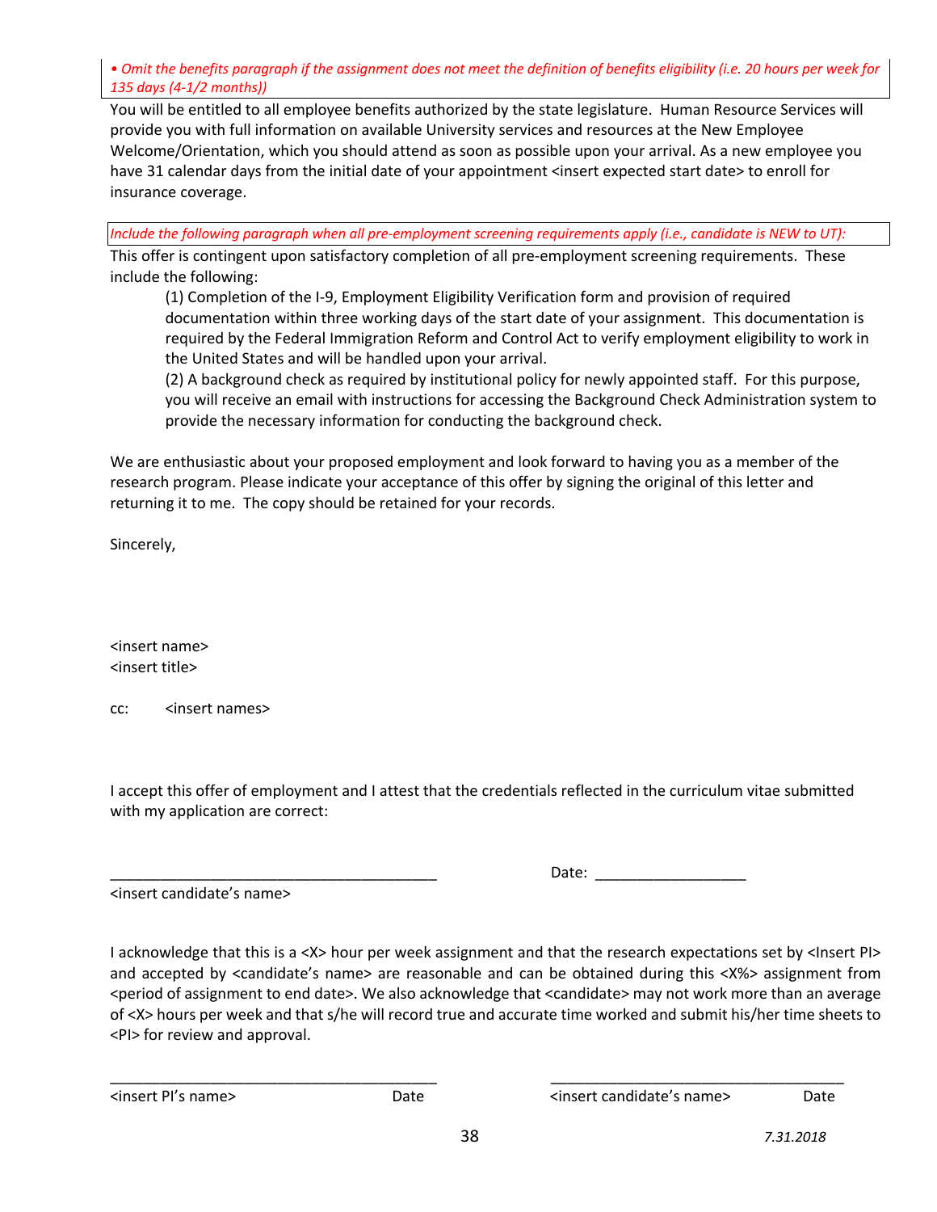*• Omit the benefits paragraph if the assignment does not meet the definition of benefits eligibility (i.e. 20 hours per week for 135 days (4-1/2 months))*

You will be entitled to all employee benefits authorized by the state legislature. Human Resource Services will provide you with full information on available University services and resources at the New Employee Welcome/Orientation, which you should attend as soon as possible upon your arrival. As a new employee you have 31 calendar days from the initial date of your appointment <insert expected start date> to enroll for insurance coverage.

*Include the following paragraph when all pre-employment screening requirements apply (i.e., candidate is NEW to UT):*

This offer is contingent upon satisfactory completion of all pre-employment screening requirements. These include the following:

> (1) Completion of the I-9, Employment Eligibility Verification form and provision of required documentation within three working days of the start date of your assignment. This documentation is required by the Federal Immigration Reform and Control Act to verify employment eligibility to work in the United States and will be handled upon your arrival.
>
> (2) A background check as required by institutional policy for newly appointed staff. For this purpose, you will receive an email with instructions for accessing the Background Check Administration system to provide the necessary information for conducting the background check.

We are enthusiastic about your proposed employment and look forward to having you as a member of the research program. Please indicate your acceptance of this offer by signing the original of this letter and returning it to me. The copy should be retained for your records.

Sincerely,

<insert name>
<insert title>

cc: <insert names>

I accept this offer of employment and I attest that the credentials reflected in the curriculum vitae submitted with my application are correct:

\_\_\_\_\_\_\_\_\_\_\_\_\_\_\_\_\_\_\_\_\_\_\_\_\_\_\_\_\_\_\_\_\_\_\_\_\_\_\_ Date: \_\_\_\_\_\_\_\_\_\_\_\_\_\_\_\_\_\_
<insert candidate's name>

I acknowledge that this is a <X> hour per week assignment and that the research expectations set by <Insert PI> and accepted by <candidate's name> are reasonable and can be obtained during this <X%> assignment from <period of assignment to end date>. We also acknowledge that <candidate> may not work more than an average of <X> hours per week and that s/he will record true and accurate time worked and submit his/her time sheets to <PI> for review and approval.

\_\_\_\_\_\_\_\_\_\_\_\_\_\_\_\_\_\_\_\_\_\_\_\_\_\_\_\_\_\_\_\_\_\_\_\_\_\_\_ \_\_\_\_\_\_\_\_\_\_\_\_\_\_\_\_\_\_\_\_\_\_\_\_\_\_\_\_\_\_\_\_\_\_\_\_\_
<insert PI's name> Date <insert candidate's name> Date

*7.31.2018*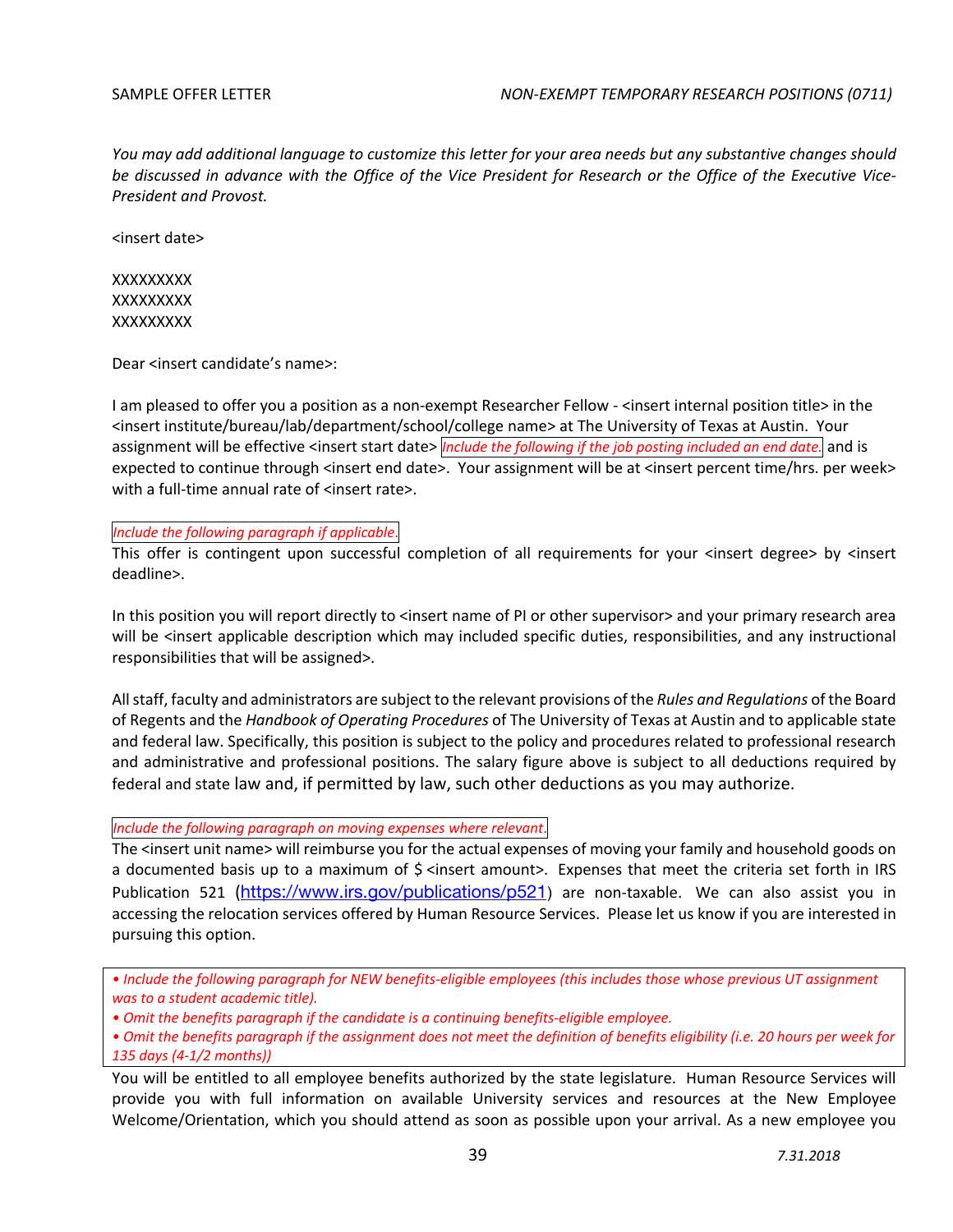SAMPLE OFFER LETTER *NON-EXEMPT TEMPORARY RESEARCH POSITIONS (0711)*

*You may add additional language to customize this letter for your area needs but any substantive changes should be discussed in advance with the Office of the Vice President for Research or the Office of the Executive Vice-President and Provost.*

<insert date>

XXXXXXXXX
XXXXXXXXX
XXXXXXXXX

Dear <insert candidate's name>:

I am pleased to offer you a position as a non-exempt Researcher Fellow - <insert internal position title> in the <insert institute/bureau/lab/department/school/college name> at The University of Texas at Austin. Your assignment will be effective <insert start date> *Include the following if the job posting included an end date.* and is expected to continue through <insert end date>. Your assignment will be at <insert percent time/hrs. per week> with a full-time annual rate of <insert rate>.

*Include the following paragraph if applicable.*

This offer is contingent upon successful completion of all requirements for your <insert degree> by <insert deadline>.

In this position you will report directly to <insert name of PI or other supervisor> and your primary research area will be <insert applicable description which may included specific duties, responsibilities, and any instructional responsibilities that will be assigned>.

All staff, faculty and administrators are subject to the relevant provisions of the *Rules and Regulations* of the Board of Regents and the *Handbook of Operating Procedures* of The University of Texas at Austin and to applicable state and federal law. Specifically, this position is subject to the policy and procedures related to professional research and administrative and professional positions. The salary figure above is subject to all deductions required by federal and state law and, if permitted by law, such other deductions as you may authorize.

*Include the following paragraph on moving expenses where relevant.*

The <insert unit name> will reimburse you for the actual expenses of moving your family and household goods on a documented basis up to a maximum of $ <insert amount>. Expenses that meet the criteria set forth in IRS Publication 521 (https://www.irs.gov/publications/p521) are non-taxable. We can also assist you in accessing the relocation services offered by Human Resource Services. Please let us know if you are interested in pursuing this option.

- *Include the following paragraph for NEW benefits-eligible employees (this includes those whose previous UT assignment was to a student academic title).*
- *Omit the benefits paragraph if the candidate is a continuing benefits-eligible employee.*
- *Omit the benefits paragraph if the assignment does not meet the definition of benefits eligibility (i.e. 20 hours per week for 135 days (4-1/2 months))*

You will be entitled to all employee benefits authorized by the state legislature. Human Resource Services will provide you with full information on available University services and resources at the New Employee Welcome/Orientation, which you should attend as soon as possible upon your arrival. As a new employee you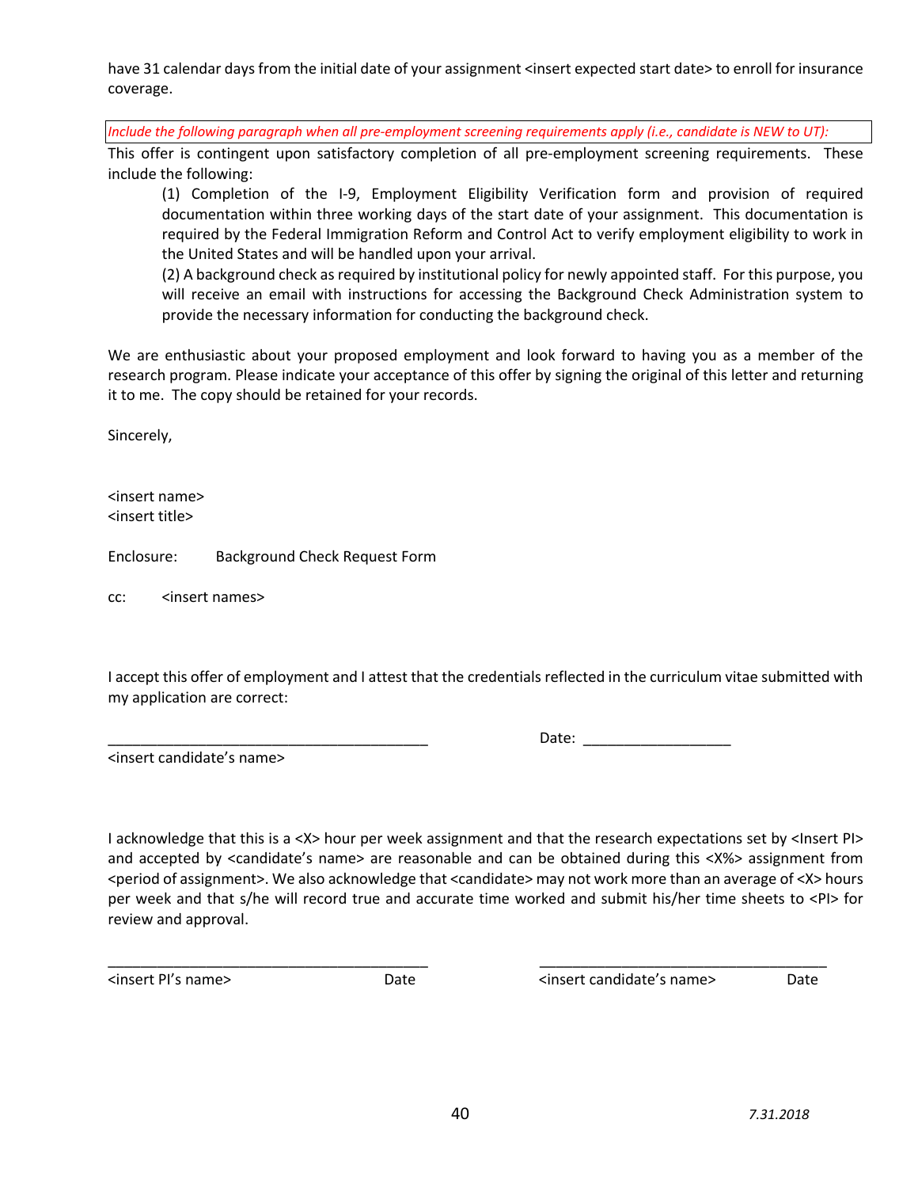have 31 calendar days from the initial date of your assignment <insert expected start date> to enroll for insurance coverage.

*Include the following paragraph when all pre-employment screening requirements apply (i.e., candidate is NEW to UT):*

This offer is contingent upon satisfactory completion of all pre-employment screening requirements. These include the following:

> (1) Completion of the I-9, Employment Eligibility Verification form and provision of required documentation within three working days of the start date of your assignment. This documentation is required by the Federal Immigration Reform and Control Act to verify employment eligibility to work in the United States and will be handled upon your arrival.
>
> (2) A background check as required by institutional policy for newly appointed staff. For this purpose, you will receive an email with instructions for accessing the Background Check Administration system to provide the necessary information for conducting the background check.

We are enthusiastic about your proposed employment and look forward to having you as a member of the research program. Please indicate your acceptance of this offer by signing the original of this letter and returning it to me. The copy should be retained for your records.

Sincerely,

<insert name>
<insert title>

Enclosure: Background Check Request Form

cc: <insert names>

I accept this offer of employment and I attest that the credentials reflected in the curriculum vitae submitted with my application are correct:

_______________________________________ Date: __________________
<insert candidate's name>

I acknowledge that this is a <X> hour per week assignment and that the research expectations set by <Insert PI> and accepted by <candidate's name> are reasonable and can be obtained during this <X%> assignment from <period of assignment>. We also acknowledge that <candidate> may not work more than an average of <X> hours per week and that s/he will record true and accurate time worked and submit his/her time sheets to <PI> for review and approval.

_______________________________________ _______________________________________
<insert PI's name> Date <insert candidate's name> Date

*7.31.2018*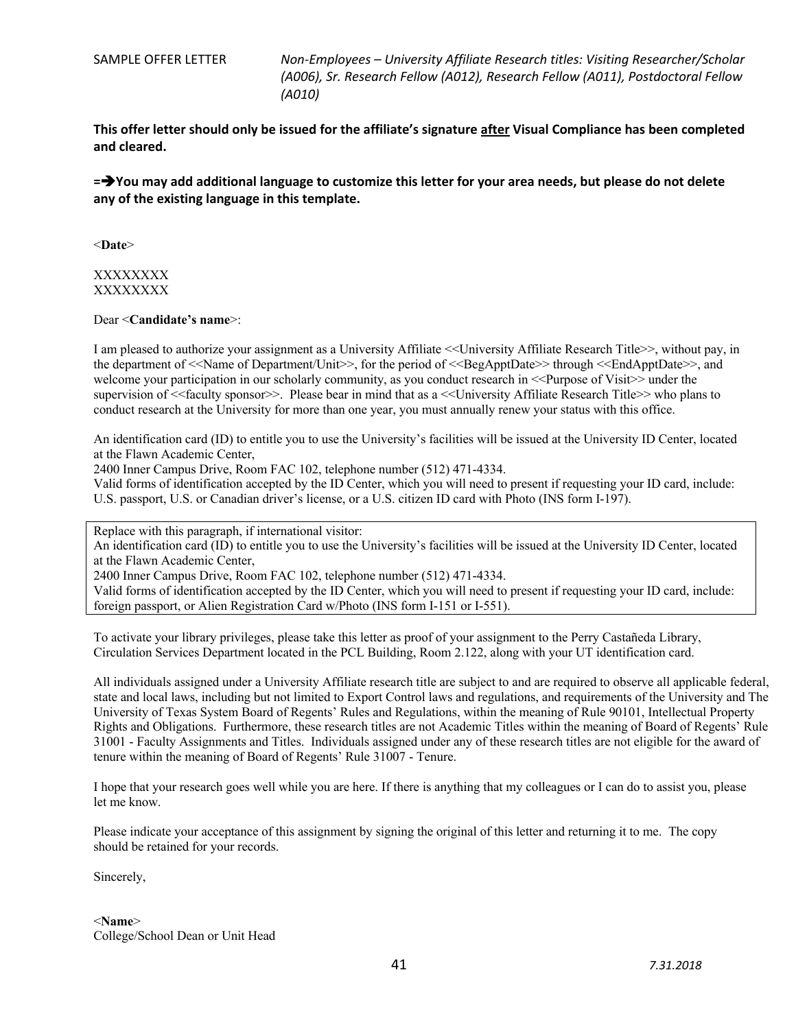SAMPLE OFFER LETTER *Non-Employees – University Affiliate Research titles: Visiting Researcher/Scholar (A006), Sr. Research Fellow (A012), Research Fellow (A011), Postdoctoral Fellow (A010)*

**This offer letter should only be issued for the affiliate's signature <u>after</u> Visual Compliance has been completed and cleared.**

**=➔You may add additional language to customize this letter for your area needs, but please do not delete any of the existing language in this template.**

<**Date**>

XXXXXXXX
XXXXXXXX

Dear <**Candidate's name**>:

I am pleased to authorize your assignment as a University Affiliate <<University Affiliate Research Title>>, without pay, in the department of <<Name of Department/Unit>>, for the period of <<BegApptDate>> through <<EndApptDate>>, and welcome your participation in our scholarly community, as you conduct research in <<Purpose of Visit>> under the supervision of <<faculty sponsor>>. Please bear in mind that as a <<University Affiliate Research Title>> who plans to conduct research at the University for more than one year, you must annually renew your status with this office.

An identification card (ID) to entitle you to use the University's facilities will be issued at the University ID Center, located at the Flawn Academic Center,
2400 Inner Campus Drive, Room FAC 102, telephone number (512) 471-4334.
Valid forms of identification accepted by the ID Center, which you will need to present if requesting your ID card, include: U.S. passport, U.S. or Canadian driver's license, or a U.S. citizen ID card with Photo (INS form I-197).

> Replace with this paragraph, if international visitor:
> An identification card (ID) to entitle you to use the University's facilities will be issued at the University ID Center, located at the Flawn Academic Center,
> 2400 Inner Campus Drive, Room FAC 102, telephone number (512) 471-4334.
> Valid forms of identification accepted by the ID Center, which you will need to present if requesting your ID card, include: foreign passport, or Alien Registration Card w/Photo (INS form I-151 or I-551).

To activate your library privileges, please take this letter as proof of your assignment to the Perry Castañeda Library, Circulation Services Department located in the PCL Building, Room 2.122, along with your UT identification card.

All individuals assigned under a University Affiliate research title are subject to and are required to observe all applicable federal, state and local laws, including but not limited to Export Control laws and regulations, and requirements of the University and The University of Texas System Board of Regents' Rules and Regulations, within the meaning of Rule 90101, Intellectual Property Rights and Obligations. Furthermore, these research titles are not Academic Titles within the meaning of Board of Regents' Rule 31001 - Faculty Assignments and Titles. Individuals assigned under any of these research titles are not eligible for the award of tenure within the meaning of Board of Regents' Rule 31007 - Tenure.

I hope that your research goes well while you are here. If there is anything that my colleagues or I can do to assist you, please let me know.

Please indicate your acceptance of this assignment by signing the original of this letter and returning it to me. The copy should be retained for your records.

Sincerely,

<**Name**>
College/School Dean or Unit Head

*7.31.2018*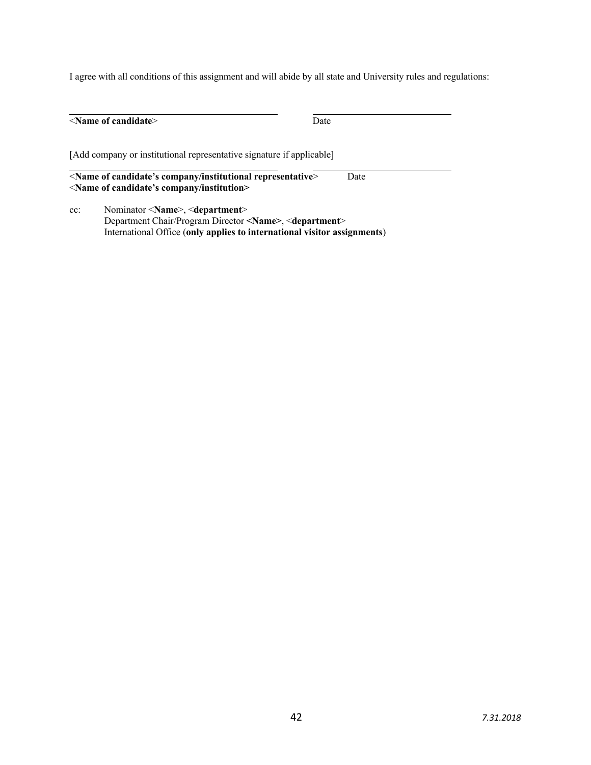I agree with all conditions of this assignment and will abide by all state and University rules and regulations:

\_\_\_\_\_\_\_\_\_\_\_\_\_\_\_\_\_\_\_\_\_\_\_\_\_\_\_\_\_\_\_\_\_\_\_\_\_\_\_\_ \_\_\_\_\_\_\_\_\_\_\_\_\_\_\_\_\_\_\_\_\_\_\_\_\_\_\_\_

<**Name of candidate**> Date

[Add company or institutional representative signature if applicable]

\_\_\_\_\_\_\_\_\_\_\_\_\_\_\_\_\_\_\_\_\_\_\_\_\_\_\_\_\_\_\_\_\_\_\_\_\_\_\_\_ \_\_\_\_\_\_\_\_\_\_\_\_\_\_\_\_\_\_\_\_\_\_\_\_\_\_\_\_

<**Name of candidate's company/institutional representative**> Date
**<Name of candidate's company/institution>**

cc: Nominator <**Name**>, <**department**>
Department Chair/Program Director **<Name>**, <**department**>
International Office (**only applies to international visitor assignments**)

*7.31.2018*